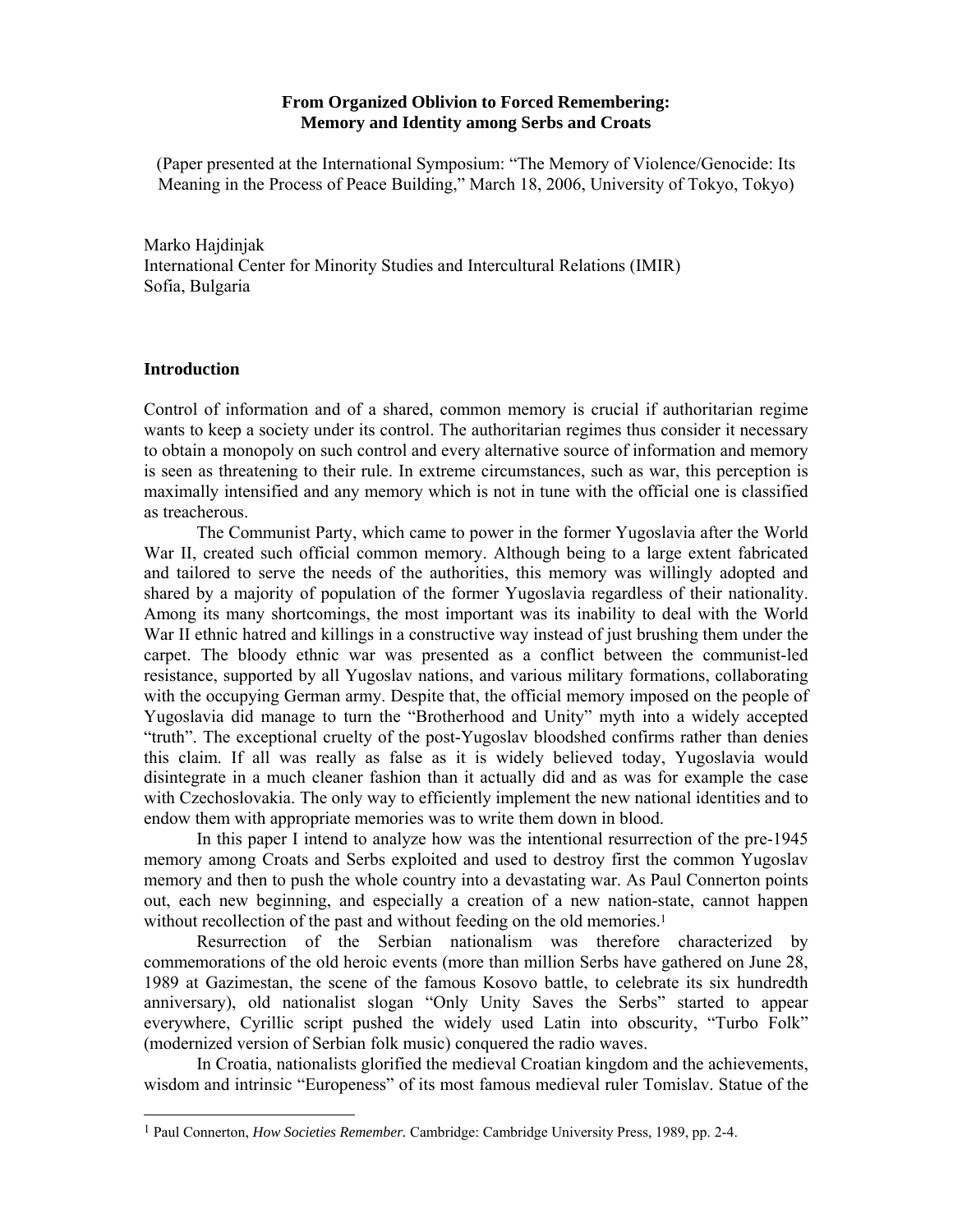**From Organized Oblivion to Forced Remembering:**
**Memory and Identity among Serbs and Croats**

(Paper presented at the International Symposium: "The Memory of Violence/Genocide: Its Meaning in the Process of Peace Building," March 18, 2006, University of Tokyo, Tokyo)

Marko Hajdinjak
International Center for Minority Studies and Intercultural Relations (IMIR)
Sofia, Bulgaria

## Introduction

Control of information and of a shared, common memory is crucial if authoritarian regime wants to keep a society under its control. The authoritarian regimes thus consider it necessary to obtain a monopoly on such control and every alternative source of information and memory is seen as threatening to their rule. In extreme circumstances, such as war, this perception is maximally intensified and any memory which is not in tune with the official one is classified as treacherous.

The Communist Party, which came to power in the former Yugoslavia after the World War II, created such official common memory. Although being to a large extent fabricated and tailored to serve the needs of the authorities, this memory was willingly adopted and shared by a majority of population of the former Yugoslavia regardless of their nationality. Among its many shortcomings, the most important was its inability to deal with the World War II ethnic hatred and killings in a constructive way instead of just brushing them under the carpet. The bloody ethnic war was presented as a conflict between the communist-led resistance, supported by all Yugoslav nations, and various military formations, collaborating with the occupying German army. Despite that, the official memory imposed on the people of Yugoslavia did manage to turn the "Brotherhood and Unity" myth into a widely accepted "truth". The exceptional cruelty of the post-Yugoslav bloodshed confirms rather than denies this claim. If all was really as false as it is widely believed today, Yugoslavia would disintegrate in a much cleaner fashion than it actually did and as was for example the case with Czechoslovakia. The only way to efficiently implement the new national identities and to endow them with appropriate memories was to write them down in blood.

In this paper I intend to analyze how was the intentional resurrection of the pre-1945 memory among Croats and Serbs exploited and used to destroy first the common Yugoslav memory and then to push the whole country into a devastating war. As Paul Connerton points out, each new beginning, and especially a creation of a new nation-state, cannot happen without recollection of the past and without feeding on the old memories.[1]

Resurrection of the Serbian nationalism was therefore characterized by commemorations of the old heroic events (more than million Serbs have gathered on June 28, 1989 at Gazimestan, the scene of the famous Kosovo battle, to celebrate its six hundredth anniversary), old nationalist slogan "Only Unity Saves the Serbs" started to appear everywhere, Cyrillic script pushed the widely used Latin into obscurity, "Turbo Folk" (modernized version of Serbian folk music) conquered the radio waves.

In Croatia, nationalists glorified the medieval Croatian kingdom and the achievements, wisdom and intrinsic "Europeness" of its most famous medieval ruler Tomislav. Statue of the

---

[1] Paul Connerton, *How Societies Remember.* Cambridge: Cambridge University Press, 1989, pp. 2-4.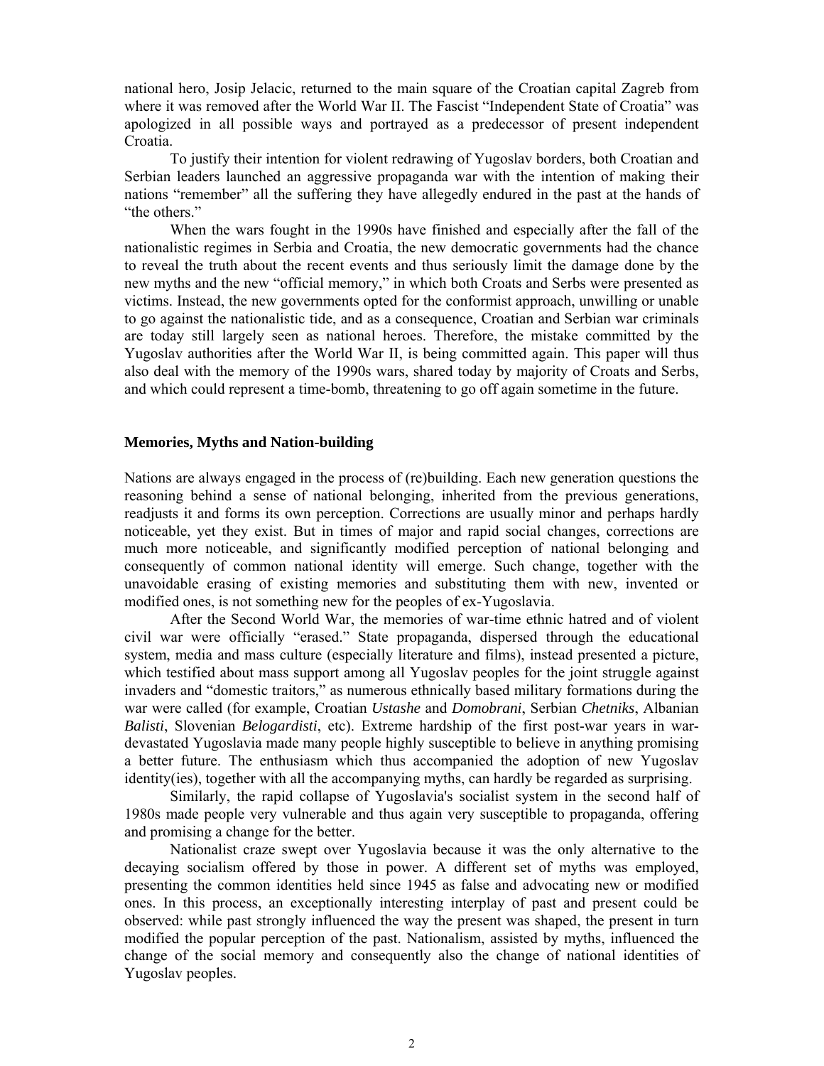national hero, Josip Jelacic, returned to the main square of the Croatian capital Zagreb from where it was removed after the World War II. The Fascist "Independent State of Croatia" was apologized in all possible ways and portrayed as a predecessor of present independent Croatia.

To justify their intention for violent redrawing of Yugoslav borders, both Croatian and Serbian leaders launched an aggressive propaganda war with the intention of making their nations "remember" all the suffering they have allegedly endured in the past at the hands of "the others."

When the wars fought in the 1990s have finished and especially after the fall of the nationalistic regimes in Serbia and Croatia, the new democratic governments had the chance to reveal the truth about the recent events and thus seriously limit the damage done by the new myths and the new "official memory," in which both Croats and Serbs were presented as victims. Instead, the new governments opted for the conformist approach, unwilling or unable to go against the nationalistic tide, and as a consequence, Croatian and Serbian war criminals are today still largely seen as national heroes. Therefore, the mistake committed by the Yugoslav authorities after the World War II, is being committed again. This paper will thus also deal with the memory of the 1990s wars, shared today by majority of Croats and Serbs, and which could represent a time-bomb, threatening to go off again sometime in the future.

## Memories, Myths and Nation-building

Nations are always engaged in the process of (re)building. Each new generation questions the reasoning behind a sense of national belonging, inherited from the previous generations, readjusts it and forms its own perception. Corrections are usually minor and perhaps hardly noticeable, yet they exist. But in times of major and rapid social changes, corrections are much more noticeable, and significantly modified perception of national belonging and consequently of common national identity will emerge. Such change, together with the unavoidable erasing of existing memories and substituting them with new, invented or modified ones, is not something new for the peoples of ex-Yugoslavia.

After the Second World War, the memories of war-time ethnic hatred and of violent civil war were officially "erased." State propaganda, dispersed through the educational system, media and mass culture (especially literature and films), instead presented a picture, which testified about mass support among all Yugoslav peoples for the joint struggle against invaders and "domestic traitors," as numerous ethnically based military formations during the war were called (for example, Croatian *Ustashe* and *Domobrani*, Serbian *Chetniks*, Albanian *Balisti*, Slovenian *Belogardisti*, etc). Extreme hardship of the first post-war years in war-devastated Yugoslavia made many people highly susceptible to believe in anything promising a better future. The enthusiasm which thus accompanied the adoption of new Yugoslav identity(ies), together with all the accompanying myths, can hardly be regarded as surprising.

Similarly, the rapid collapse of Yugoslavia's socialist system in the second half of 1980s made people very vulnerable and thus again very susceptible to propaganda, offering and promising a change for the better.

Nationalist craze swept over Yugoslavia because it was the only alternative to the decaying socialism offered by those in power. A different set of myths was employed, presenting the common identities held since 1945 as false and advocating new or modified ones. In this process, an exceptionally interesting interplay of past and present could be observed: while past strongly influenced the way the present was shaped, the present in turn modified the popular perception of the past. Nationalism, assisted by myths, influenced the change of the social memory and consequently also the change of national identities of Yugoslav peoples.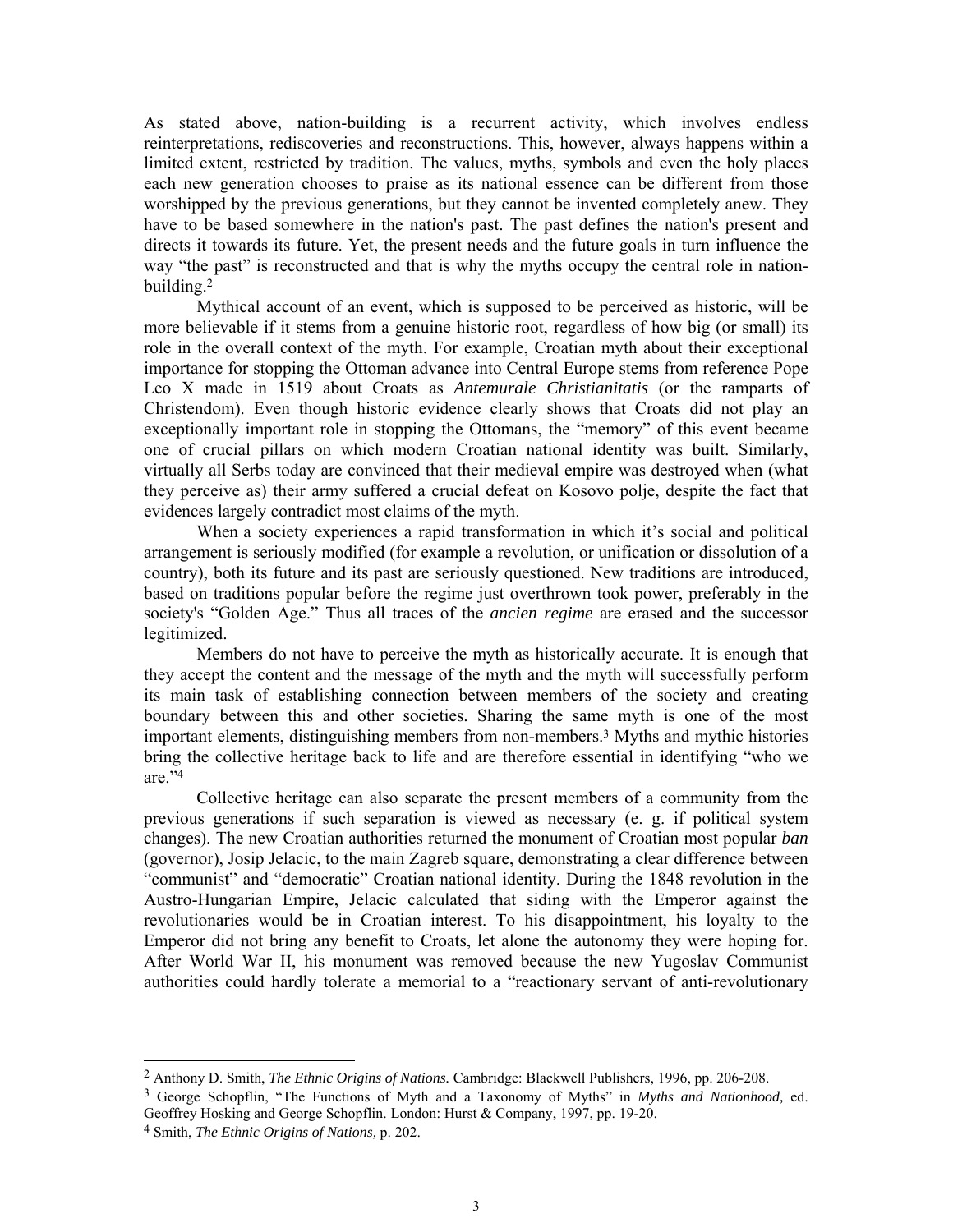As stated above, nation-building is a recurrent activity, which involves endless reinterpretations, rediscoveries and reconstructions. This, however, always happens within a limited extent, restricted by tradition. The values, myths, symbols and even the holy places each new generation chooses to praise as its national essence can be different from those worshipped by the previous generations, but they cannot be invented completely anew. They have to be based somewhere in the nation's past. The past defines the nation's present and directs it towards its future. Yet, the present needs and the future goals in turn influence the way "the past" is reconstructed and that is why the myths occupy the central role in nation-building.[2]

Mythical account of an event, which is supposed to be perceived as historic, will be more believable if it stems from a genuine historic root, regardless of how big (or small) its role in the overall context of the myth. For example, Croatian myth about their exceptional importance for stopping the Ottoman advance into Central Europe stems from reference Pope Leo X made in 1519 about Croats as *Antemurale Christianitatis* (or the ramparts of Christendom). Even though historic evidence clearly shows that Croats did not play an exceptionally important role in stopping the Ottomans, the "memory" of this event became one of crucial pillars on which modern Croatian national identity was built. Similarly, virtually all Serbs today are convinced that their medieval empire was destroyed when (what they perceive as) their army suffered a crucial defeat on Kosovo polje, despite the fact that evidences largely contradict most claims of the myth.

When a society experiences a rapid transformation in which it's social and political arrangement is seriously modified (for example a revolution, or unification or dissolution of a country), both its future and its past are seriously questioned. New traditions are introduced, based on traditions popular before the regime just overthrown took power, preferably in the society's "Golden Age." Thus all traces of the *ancien regime* are erased and the successor legitimized.

Members do not have to perceive the myth as historically accurate. It is enough that they accept the content and the message of the myth and the myth will successfully perform its main task of establishing connection between members of the society and creating boundary between this and other societies. Sharing the same myth is one of the most important elements, distinguishing members from non-members.[3] Myths and mythic histories bring the collective heritage back to life and are therefore essential in identifying "who we are."[4]

Collective heritage can also separate the present members of a community from the previous generations if such separation is viewed as necessary (e. g. if political system changes). The new Croatian authorities returned the monument of Croatian most popular *ban* (governor), Josip Jelacic, to the main Zagreb square, demonstrating a clear difference between "communist" and "democratic" Croatian national identity. During the 1848 revolution in the Austro-Hungarian Empire, Jelacic calculated that siding with the Emperor against the revolutionaries would be in Croatian interest. To his disappointment, his loyalty to the Emperor did not bring any benefit to Croats, let alone the autonomy they were hoping for. After World War II, his monument was removed because the new Yugoslav Communist authorities could hardly tolerate a memorial to a "reactionary servant of anti-revolutionary

---

[2] Anthony D. Smith, *The Ethnic Origins of Nations.* Cambridge: Blackwell Publishers, 1996, pp. 206-208.

[3] George Schopflin, "The Functions of Myth and a Taxonomy of Myths" in *Myths and Nationhood,* ed. Geoffrey Hosking and George Schopflin. London: Hurst & Company, 1997, pp. 19-20.

[4] Smith, *The Ethnic Origins of Nations,* p. 202.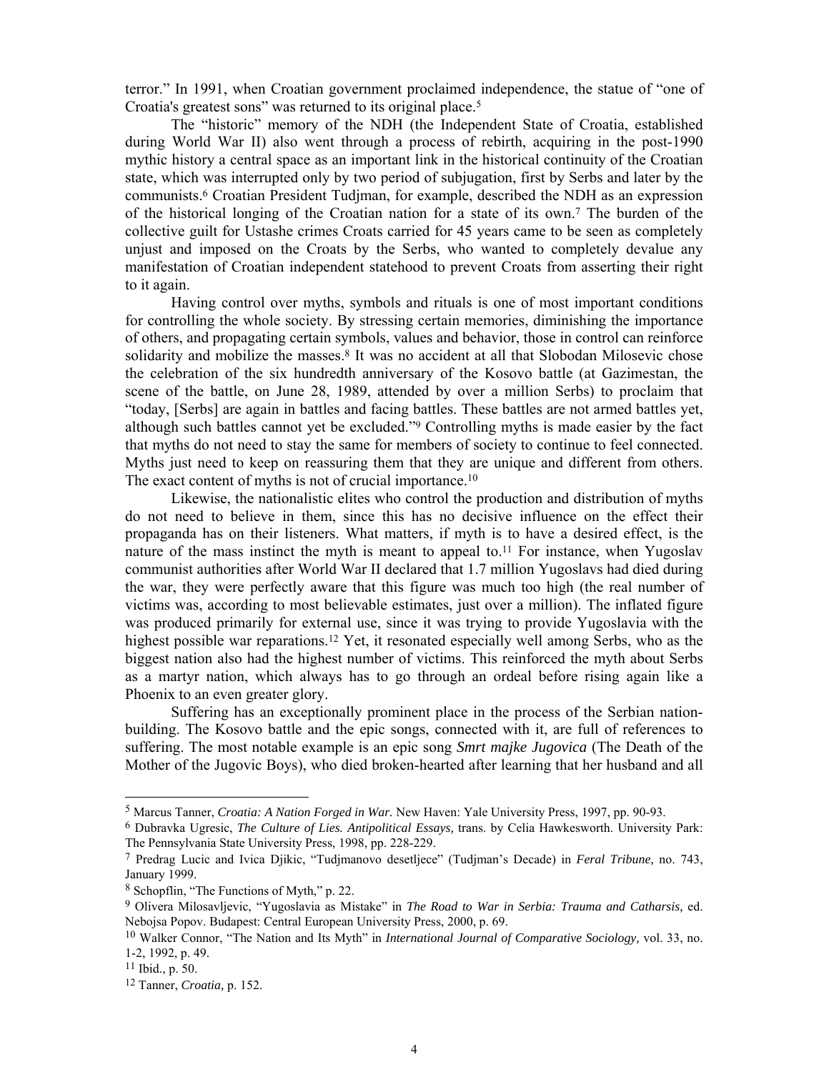terror." In 1991, when Croatian government proclaimed independence, the statue of "one of Croatia's greatest sons" was returned to its original place.[5]

The "historic" memory of the NDH (the Independent State of Croatia, established during World War II) also went through a process of rebirth, acquiring in the post-1990 mythic history a central space as an important link in the historical continuity of the Croatian state, which was interrupted only by two period of subjugation, first by Serbs and later by the communists.[6] Croatian President Tudjman, for example, described the NDH as an expression of the historical longing of the Croatian nation for a state of its own.[7] The burden of the collective guilt for Ustashe crimes Croats carried for 45 years came to be seen as completely unjust and imposed on the Croats by the Serbs, who wanted to completely devalue any manifestation of Croatian independent statehood to prevent Croats from asserting their right to it again.

Having control over myths, symbols and rituals is one of most important conditions for controlling the whole society. By stressing certain memories, diminishing the importance of others, and propagating certain symbols, values and behavior, those in control can reinforce solidarity and mobilize the masses.[8] It was no accident at all that Slobodan Milosevic chose the celebration of the six hundredth anniversary of the Kosovo battle (at Gazimestan, the scene of the battle, on June 28, 1989, attended by over a million Serbs) to proclaim that "today, [Serbs] are again in battles and facing battles. These battles are not armed battles yet, although such battles cannot yet be excluded."[9] Controlling myths is made easier by the fact that myths do not need to stay the same for members of society to continue to feel connected. Myths just need to keep on reassuring them that they are unique and different from others. The exact content of myths is not of crucial importance.[10]

Likewise, the nationalistic elites who control the production and distribution of myths do not need to believe in them, since this has no decisive influence on the effect their propaganda has on their listeners. What matters, if myth is to have a desired effect, is the nature of the mass instinct the myth is meant to appeal to.[11] For instance, when Yugoslav communist authorities after World War II declared that 1.7 million Yugoslavs had died during the war, they were perfectly aware that this figure was much too high (the real number of victims was, according to most believable estimates, just over a million). The inflated figure was produced primarily for external use, since it was trying to provide Yugoslavia with the highest possible war reparations.[12] Yet, it resonated especially well among Serbs, who as the biggest nation also had the highest number of victims. This reinforced the myth about Serbs as a martyr nation, which always has to go through an ordeal before rising again like a Phoenix to an even greater glory.

Suffering has an exceptionally prominent place in the process of the Serbian nation-building. The Kosovo battle and the epic songs, connected with it, are full of references to suffering. The most notable example is an epic song *Smrt majke Jugovica* (The Death of the Mother of the Jugovic Boys), who died broken-hearted after learning that her husband and all

---

[5] Marcus Tanner, *Croatia: A Nation Forged in War.* New Haven: Yale University Press, 1997, pp. 90-93.

[6] Dubravka Ugresic, *The Culture of Lies. Antipolitical Essays,* trans. by Celia Hawkesworth. University Park: The Pennsylvania State University Press, 1998, pp. 228-229.

[7] Predrag Lucic and Ivica Djikic, "Tudjmanovo desetljece" (Tudjman's Decade) in *Feral Tribune,* no. 743, January 1999.

[8] Schopflin, "The Functions of Myth," p. 22.

[9] Olivera Milosavljevic, "Yugoslavia as Mistake" in *The Road to War in Serbia: Trauma and Catharsis,* ed. Nebojsa Popov. Budapest: Central European University Press, 2000, p. 69.

[10] Walker Connor, "The Nation and Its Myth" in *International Journal of Comparative Sociology,* vol. 33, no. 1-2, 1992, p. 49.

[11] Ibid., p. 50.

[12] Tanner, *Croatia,* p. 152.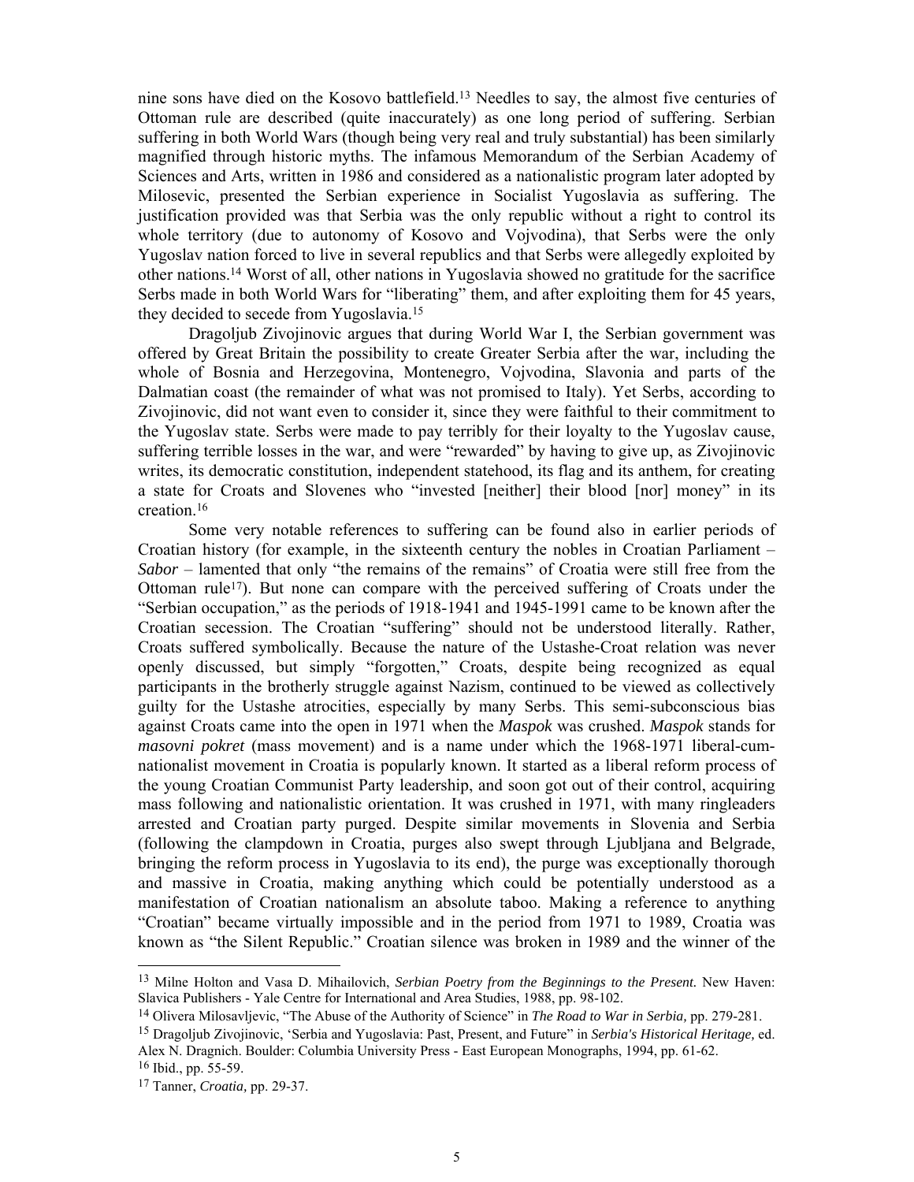nine sons have died on the Kosovo battlefield.[13] Needles to say, the almost five centuries of Ottoman rule are described (quite inaccurately) as one long period of suffering. Serbian suffering in both World Wars (though being very real and truly substantial) has been similarly magnified through historic myths. The infamous Memorandum of the Serbian Academy of Sciences and Arts, written in 1986 and considered as a nationalistic program later adopted by Milosevic, presented the Serbian experience in Socialist Yugoslavia as suffering. The justification provided was that Serbia was the only republic without a right to control its whole territory (due to autonomy of Kosovo and Vojvodina), that Serbs were the only Yugoslav nation forced to live in several republics and that Serbs were allegedly exploited by other nations.[14] Worst of all, other nations in Yugoslavia showed no gratitude for the sacrifice Serbs made in both World Wars for "liberating" them, and after exploiting them for 45 years, they decided to secede from Yugoslavia.[15]

Dragoljub Zivojinovic argues that during World War I, the Serbian government was offered by Great Britain the possibility to create Greater Serbia after the war, including the whole of Bosnia and Herzegovina, Montenegro, Vojvodina, Slavonia and parts of the Dalmatian coast (the remainder of what was not promised to Italy). Yet Serbs, according to Zivojinovic, did not want even to consider it, since they were faithful to their commitment to the Yugoslav state. Serbs were made to pay terribly for their loyalty to the Yugoslav cause, suffering terrible losses in the war, and were "rewarded" by having to give up, as Zivojinovic writes, its democratic constitution, independent statehood, its flag and its anthem, for creating a state for Croats and Slovenes who "invested [neither] their blood [nor] money" in its creation.[16]

Some very notable references to suffering can be found also in earlier periods of Croatian history (for example, in the sixteenth century the nobles in Croatian Parliament – *Sabor* – lamented that only "the remains of the remains" of Croatia were still free from the Ottoman rule[17]). But none can compare with the perceived suffering of Croats under the "Serbian occupation," as the periods of 1918-1941 and 1945-1991 came to be known after the Croatian secession. The Croatian "suffering" should not be understood literally. Rather, Croats suffered symbolically. Because the nature of the Ustashe-Croat relation was never openly discussed, but simply "forgotten," Croats, despite being recognized as equal participants in the brotherly struggle against Nazism, continued to be viewed as collectively guilty for the Ustashe atrocities, especially by many Serbs. This semi-subconscious bias against Croats came into the open in 1971 when the *Maspok* was crushed. *Maspok* stands for *masovni pokret* (mass movement) and is a name under which the 1968-1971 liberal-cum-nationalist movement in Croatia is popularly known. It started as a liberal reform process of the young Croatian Communist Party leadership, and soon got out of their control, acquiring mass following and nationalistic orientation. It was crushed in 1971, with many ringleaders arrested and Croatian party purged. Despite similar movements in Slovenia and Serbia (following the clampdown in Croatia, purges also swept through Ljubljana and Belgrade, bringing the reform process in Yugoslavia to its end), the purge was exceptionally thorough and massive in Croatia, making anything which could be potentially understood as a manifestation of Croatian nationalism an absolute taboo. Making a reference to anything "Croatian" became virtually impossible and in the period from 1971 to 1989, Croatia was known as "the Silent Republic." Croatian silence was broken in 1989 and the winner of the

---

[13] Milne Holton and Vasa D. Mihailovich, *Serbian Poetry from the Beginnings to the Present.* New Haven: Slavica Publishers - Yale Centre for International and Area Studies, 1988, pp. 98-102.

[14] Olivera Milosavljevic, "The Abuse of the Authority of Science" in *The Road to War in Serbia,* pp. 279-281.

[15] Dragoljub Zivojinovic, 'Serbia and Yugoslavia: Past, Present, and Future" in *Serbia's Historical Heritage,* ed. Alex N. Dragnich. Boulder: Columbia University Press - East European Monographs, 1994, pp. 61-62.

[16] Ibid., pp. 55-59.

[17] Tanner, *Croatia,* pp. 29-37.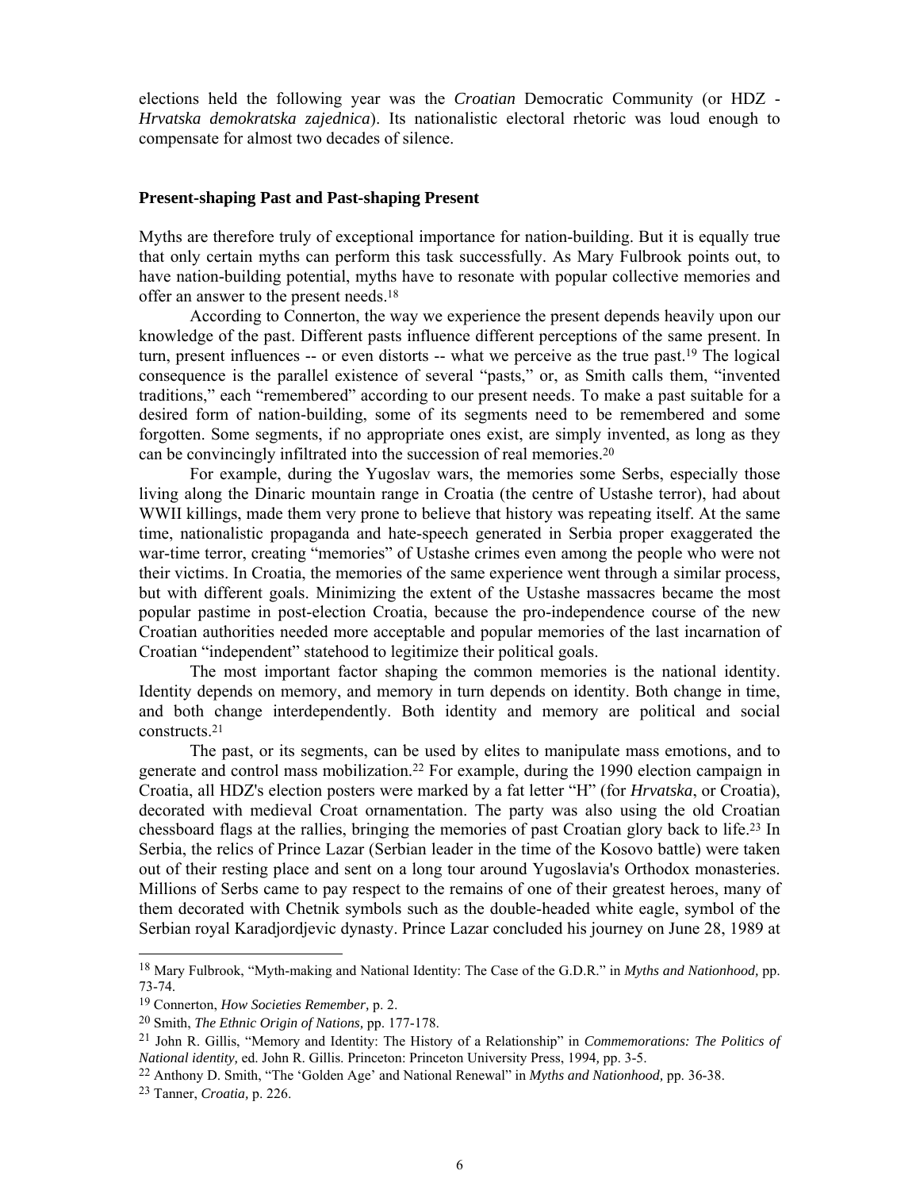elections held the following year was the *Croatian* Democratic Community (or HDZ - *Hrvatska demokratska zajednica*). Its nationalistic electoral rhetoric was loud enough to compensate for almost two decades of silence.

### Present-shaping Past and Past-shaping Present

Myths are therefore truly of exceptional importance for nation-building. But it is equally true that only certain myths can perform this task successfully. As Mary Fulbrook points out, to have nation-building potential, myths have to resonate with popular collective memories and offer an answer to the present needs.[18]

According to Connerton, the way we experience the present depends heavily upon our knowledge of the past. Different pasts influence different perceptions of the same present. In turn, present influences -- or even distorts -- what we perceive as the true past.[19] The logical consequence is the parallel existence of several "pasts," or, as Smith calls them, "invented traditions," each "remembered" according to our present needs. To make a past suitable for a desired form of nation-building, some of its segments need to be remembered and some forgotten. Some segments, if no appropriate ones exist, are simply invented, as long as they can be convincingly infiltrated into the succession of real memories.[20]

For example, during the Yugoslav wars, the memories some Serbs, especially those living along the Dinaric mountain range in Croatia (the centre of Ustashe terror), had about WWII killings, made them very prone to believe that history was repeating itself. At the same time, nationalistic propaganda and hate-speech generated in Serbia proper exaggerated the war-time terror, creating "memories" of Ustashe crimes even among the people who were not their victims. In Croatia, the memories of the same experience went through a similar process, but with different goals. Minimizing the extent of the Ustashe massacres became the most popular pastime in post-election Croatia, because the pro-independence course of the new Croatian authorities needed more acceptable and popular memories of the last incarnation of Croatian "independent" statehood to legitimize their political goals.

The most important factor shaping the common memories is the national identity. Identity depends on memory, and memory in turn depends on identity. Both change in time, and both change interdependently. Both identity and memory are political and social constructs.[21]

The past, or its segments, can be used by elites to manipulate mass emotions, and to generate and control mass mobilization.[22] For example, during the 1990 election campaign in Croatia, all HDZ's election posters were marked by a fat letter "H" (for *Hrvatska*, or Croatia), decorated with medieval Croat ornamentation. The party was also using the old Croatian chessboard flags at the rallies, bringing the memories of past Croatian glory back to life.[23] In Serbia, the relics of Prince Lazar (Serbian leader in the time of the Kosovo battle) were taken out of their resting place and sent on a long tour around Yugoslavia's Orthodox monasteries. Millions of Serbs came to pay respect to the remains of one of their greatest heroes, many of them decorated with Chetnik symbols such as the double-headed white eagle, symbol of the Serbian royal Karadjordjevic dynasty. Prince Lazar concluded his journey on June 28, 1989 at

---

[18] Mary Fulbrook, "Myth-making and National Identity: The Case of the G.D.R." in *Myths and Nationhood,* pp. 73-74.

[19] Connerton, *How Societies Remember,* p. 2.

[20] Smith, *The Ethnic Origin of Nations,* pp. 177-178.

[21] John R. Gillis, "Memory and Identity: The History of a Relationship" in *Commemorations: The Politics of National identity,* ed. John R. Gillis. Princeton: Princeton University Press, 1994, pp. 3-5.

[22] Anthony D. Smith, "The 'Golden Age' and National Renewal" in *Myths and Nationhood,* pp. 36-38.

[23] Tanner, *Croatia,* p. 226.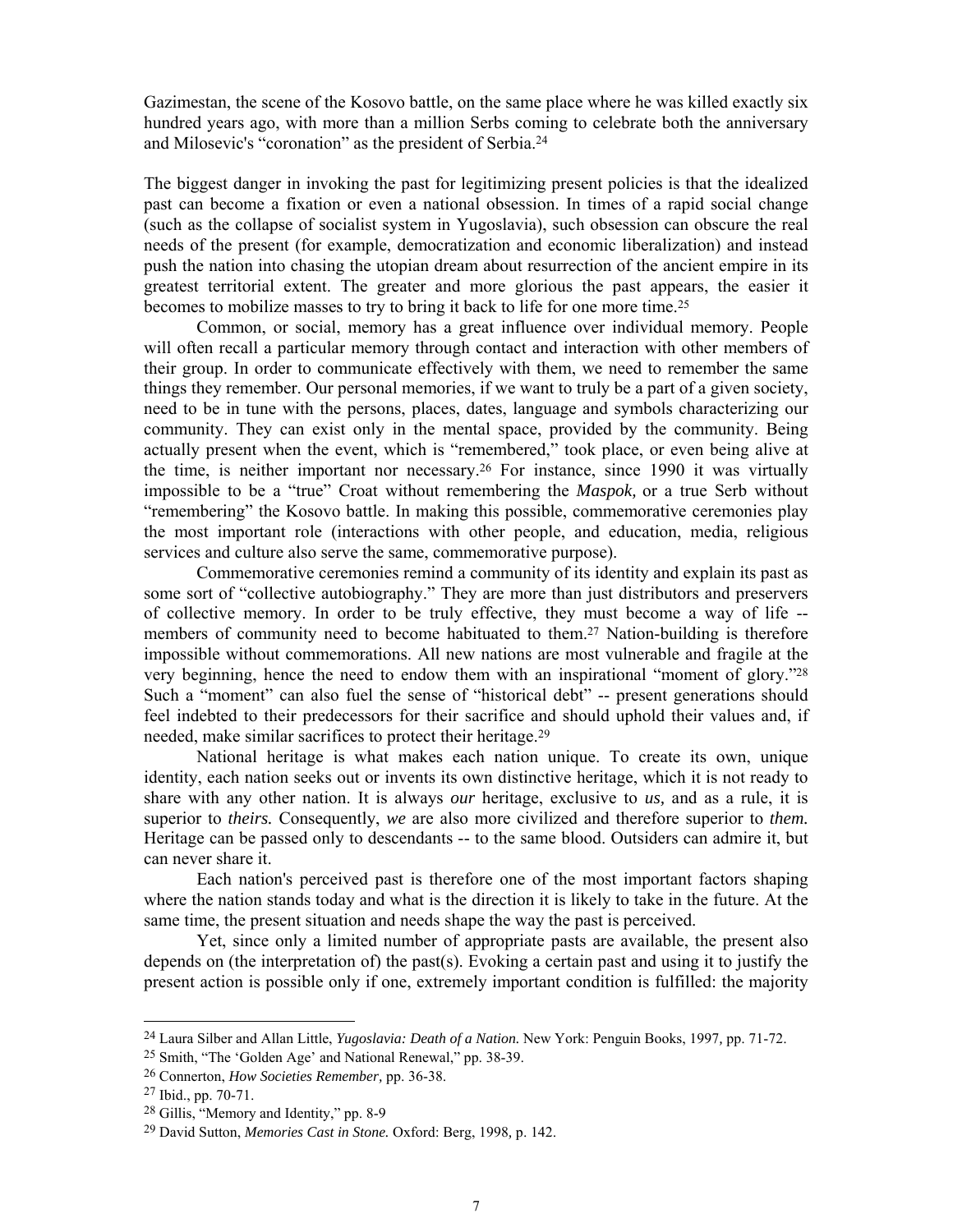Gazimestan, the scene of the Kosovo battle, on the same place where he was killed exactly six hundred years ago, with more than a million Serbs coming to celebrate both the anniversary and Milosevic's "coronation" as the president of Serbia.[24]

The biggest danger in invoking the past for legitimizing present policies is that the idealized past can become a fixation or even a national obsession. In times of a rapid social change (such as the collapse of socialist system in Yugoslavia), such obsession can obscure the real needs of the present (for example, democratization and economic liberalization) and instead push the nation into chasing the utopian dream about resurrection of the ancient empire in its greatest territorial extent. The greater and more glorious the past appears, the easier it becomes to mobilize masses to try to bring it back to life for one more time.[25]

Common, or social, memory has a great influence over individual memory. People will often recall a particular memory through contact and interaction with other members of their group. In order to communicate effectively with them, we need to remember the same things they remember. Our personal memories, if we want to truly be a part of a given society, need to be in tune with the persons, places, dates, language and symbols characterizing our community. They can exist only in the mental space, provided by the community. Being actually present when the event, which is "remembered," took place, or even being alive at the time, is neither important nor necessary.[26] For instance, since 1990 it was virtually impossible to be a "true" Croat without remembering the *Maspok,* or a true Serb without "remembering" the Kosovo battle. In making this possible, commemorative ceremonies play the most important role (interactions with other people, and education, media, religious services and culture also serve the same, commemorative purpose).

Commemorative ceremonies remind a community of its identity and explain its past as some sort of "collective autobiography." They are more than just distributors and preservers of collective memory. In order to be truly effective, they must become a way of life -- members of community need to become habituated to them.[27] Nation-building is therefore impossible without commemorations. All new nations are most vulnerable and fragile at the very beginning, hence the need to endow them with an inspirational "moment of glory."[28] Such a "moment" can also fuel the sense of "historical debt" -- present generations should feel indebted to their predecessors for their sacrifice and should uphold their values and, if needed, make similar sacrifices to protect their heritage.[29]

National heritage is what makes each nation unique. To create its own, unique identity, each nation seeks out or invents its own distinctive heritage, which it is not ready to share with any other nation. It is always *our* heritage, exclusive to *us,* and as a rule, it is superior to *theirs.* Consequently, *we* are also more civilized and therefore superior to *them.* Heritage can be passed only to descendants -- to the same blood. Outsiders can admire it, but can never share it.

Each nation's perceived past is therefore one of the most important factors shaping where the nation stands today and what is the direction it is likely to take in the future. At the same time, the present situation and needs shape the way the past is perceived.

Yet, since only a limited number of appropriate pasts are available, the present also depends on (the interpretation of) the past(s). Evoking a certain past and using it to justify the present action is possible only if one, extremely important condition is fulfilled: the majority

---

[24] Laura Silber and Allan Little, *Yugoslavia: Death of a Nation.* New York: Penguin Books, 1997, pp. 71-72.

[25] Smith, "The 'Golden Age' and National Renewal," pp. 38-39.

[26] Connerton, *How Societies Remember,* pp. 36-38.

[27] Ibid., pp. 70-71.

[28] Gillis, "Memory and Identity," pp. 8-9

[29] David Sutton, *Memories Cast in Stone.* Oxford: Berg, 1998, p. 142.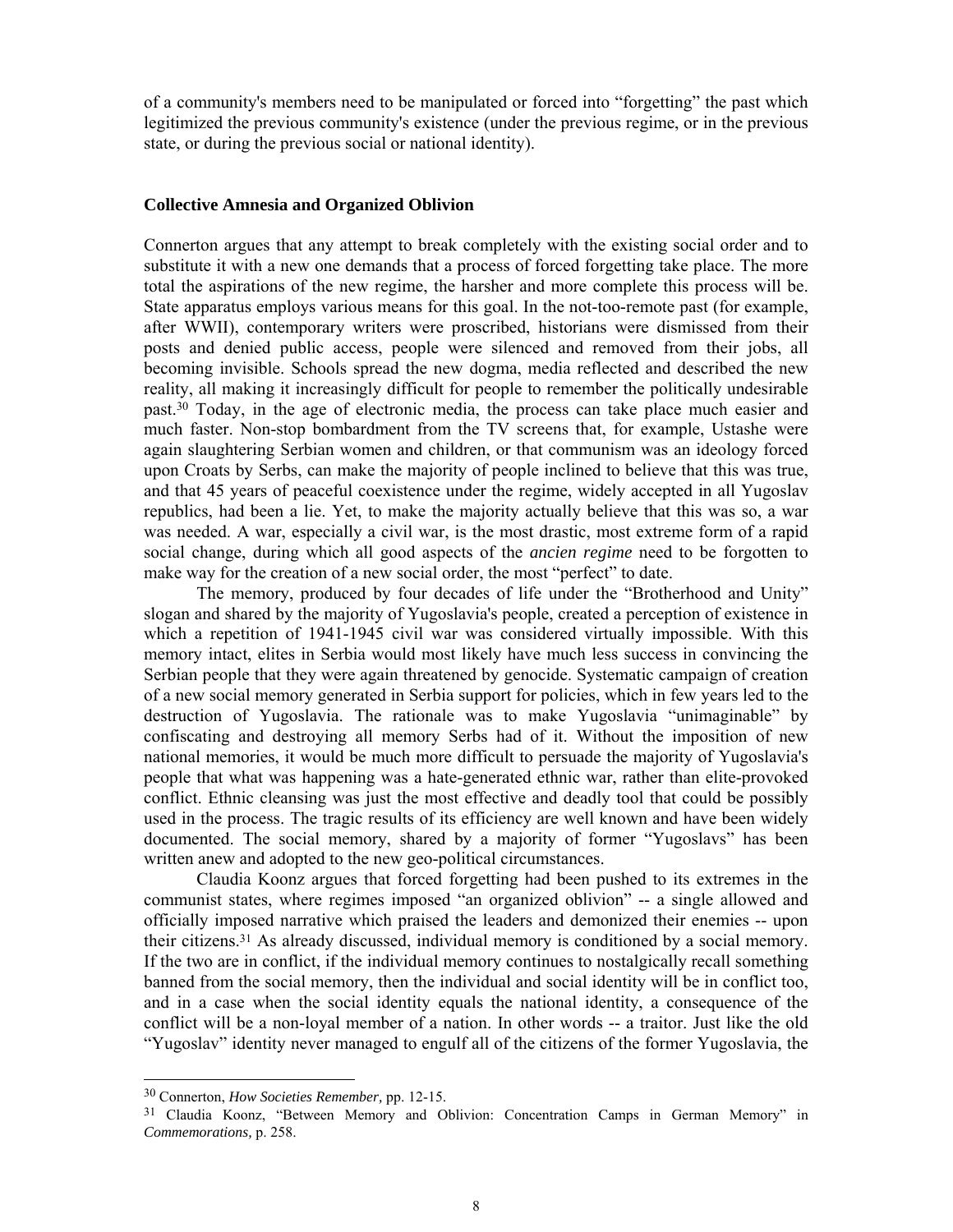of a community's members need to be manipulated or forced into "forgetting" the past which legitimized the previous community's existence (under the previous regime, or in the previous state, or during the previous social or national identity).

### Collective Amnesia and Organized Oblivion

Connerton argues that any attempt to break completely with the existing social order and to substitute it with a new one demands that a process of forced forgetting take place. The more total the aspirations of the new regime, the harsher and more complete this process will be. State apparatus employs various means for this goal. In the not-too-remote past (for example, after WWII), contemporary writers were proscribed, historians were dismissed from their posts and denied public access, people were silenced and removed from their jobs, all becoming invisible. Schools spread the new dogma, media reflected and described the new reality, all making it increasingly difficult for people to remember the politically undesirable past.[30] Today, in the age of electronic media, the process can take place much easier and much faster. Non-stop bombardment from the TV screens that, for example, Ustashe were again slaughtering Serbian women and children, or that communism was an ideology forced upon Croats by Serbs, can make the majority of people inclined to believe that this was true, and that 45 years of peaceful coexistence under the regime, widely accepted in all Yugoslav republics, had been a lie. Yet, to make the majority actually believe that this was so, a war was needed. A war, especially a civil war, is the most drastic, most extreme form of a rapid social change, during which all good aspects of the *ancien regime* need to be forgotten to make way for the creation of a new social order, the most "perfect" to date.

The memory, produced by four decades of life under the "Brotherhood and Unity" slogan and shared by the majority of Yugoslavia's people, created a perception of existence in which a repetition of 1941-1945 civil war was considered virtually impossible. With this memory intact, elites in Serbia would most likely have much less success in convincing the Serbian people that they were again threatened by genocide. Systematic campaign of creation of a new social memory generated in Serbia support for policies, which in few years led to the destruction of Yugoslavia. The rationale was to make Yugoslavia "unimaginable" by confiscating and destroying all memory Serbs had of it. Without the imposition of new national memories, it would be much more difficult to persuade the majority of Yugoslavia's people that what was happening was a hate-generated ethnic war, rather than elite-provoked conflict. Ethnic cleansing was just the most effective and deadly tool that could be possibly used in the process. The tragic results of its efficiency are well known and have been widely documented. The social memory, shared by a majority of former "Yugoslavs" has been written anew and adopted to the new geo-political circumstances.

Claudia Koonz argues that forced forgetting had been pushed to its extremes in the communist states, where regimes imposed "an organized oblivion" -- a single allowed and officially imposed narrative which praised the leaders and demonized their enemies -- upon their citizens.[31] As already discussed, individual memory is conditioned by a social memory. If the two are in conflict, if the individual memory continues to nostalgically recall something banned from the social memory, then the individual and social identity will be in conflict too, and in a case when the social identity equals the national identity, a consequence of the conflict will be a non-loyal member of a nation. In other words -- a traitor. Just like the old "Yugoslav" identity never managed to engulf all of the citizens of the former Yugoslavia, the

---

[30] Connerton, *How Societies Remember,* pp. 12-15.

[31] Claudia Koonz, "Between Memory and Oblivion: Concentration Camps in German Memory" in *Commemorations,* p. 258.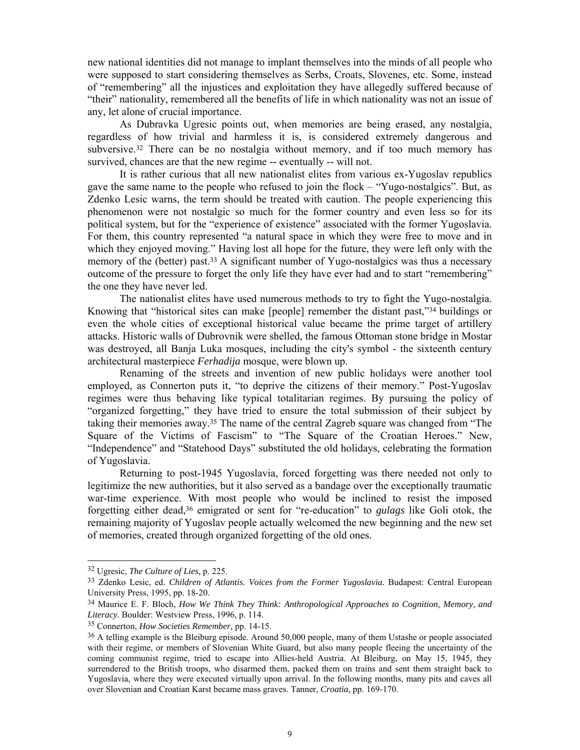new national identities did not manage to implant themselves into the minds of all people who were supposed to start considering themselves as Serbs, Croats, Slovenes, etc. Some, instead of "remembering" all the injustices and exploitation they have allegedly suffered because of "their" nationality, remembered all the benefits of life in which nationality was not an issue of any, let alone of crucial importance.

As Dubravka Ugresic points out, when memories are being erased, any nostalgia, regardless of how trivial and harmless it is, is considered extremely dangerous and subversive.[32] There can be no nostalgia without memory, and if too much memory has survived, chances are that the new regime -- eventually -- will not.

It is rather curious that all new nationalist elites from various ex-Yugoslav republics gave the same name to the people who refused to join the flock – "Yugo-nostalgics". But, as Zdenko Lesic warns, the term should be treated with caution. The people experiencing this phenomenon were not nostalgic so much for the former country and even less so for its political system, but for the "experience of existence" associated with the former Yugoslavia. For them, this country represented "a natural space in which they were free to move and in which they enjoyed moving." Having lost all hope for the future, they were left only with the memory of the (better) past.[33] A significant number of Yugo-nostalgics was thus a necessary outcome of the pressure to forget the only life they have ever had and to start "remembering" the one they have never led.

The nationalist elites have used numerous methods to try to fight the Yugo-nostalgia. Knowing that "historical sites can make [people] remember the distant past,"[34] buildings or even the whole cities of exceptional historical value became the prime target of artillery attacks. Historic walls of Dubrovnik were shelled, the famous Ottoman stone bridge in Mostar was destroyed, all Banja Luka mosques, including the city's symbol - the sixteenth century architectural masterpiece ***Ferhadija*** mosque, were blown up.

Renaming of the streets and invention of new public holidays were another tool employed, as Connerton puts it, "to deprive the citizens of their memory." Post-Yugoslav regimes were thus behaving like typical totalitarian regimes. By pursuing the policy of "organized forgetting," they have tried to ensure the total submission of their subject by taking their memories away.[35] The name of the central Zagreb square was changed from "The Square of the Victims of Fascism" to "The Square of the Croatian Heroes." New, "Independence" and "Statehood Days" substituted the old holidays, celebrating the formation of Yugoslavia.

Returning to post-1945 Yugoslavia, forced forgetting was there needed not only to legitimize the new authorities, but it also served as a bandage over the exceptionally traumatic war-time experience. With most people who would be inclined to resist the imposed forgetting either dead,[36] emigrated or sent for "re-education" to *gulags* like Goli otok, the remaining majority of Yugoslav people actually welcomed the new beginning and the new set of memories, created through organized forgetting of the old ones.

---

[32] Ugresic, *The Culture of Lies,* p. 225.

[33] Zdenko Lesic, ed. *Children of Atlantis. Voices from the Former Yugoslavia.* Budapest: Central European University Press, 1995, pp. 18-20.

[34] Maurice E. F. Bloch, *How We Think They Think: Anthropological Approaches to Cognition, Memory, and Literacy.* Boulder: Westview Press, 1996, p. 114.

[35] Connerton, *How Societies Remember,* pp. 14-15.

[36] A telling example is the Bleiburg episode. Around 50,000 people, many of them Ustashe or people associated with their regime, or members of Slovenian White Guard, but also many people fleeing the uncertainty of the coming communist regime, tried to escape into Allies-held Austria. At Bleiburg, on May 15, 1945, they surrendered to the British troops, who disarmed them, packed them on trains and sent them straight back to Yugoslavia, where they were executed virtually upon arrival. In the following months, many pits and caves all over Slovenian and Croatian Karst became mass graves. Tanner, *Croatia,* pp. 169-170.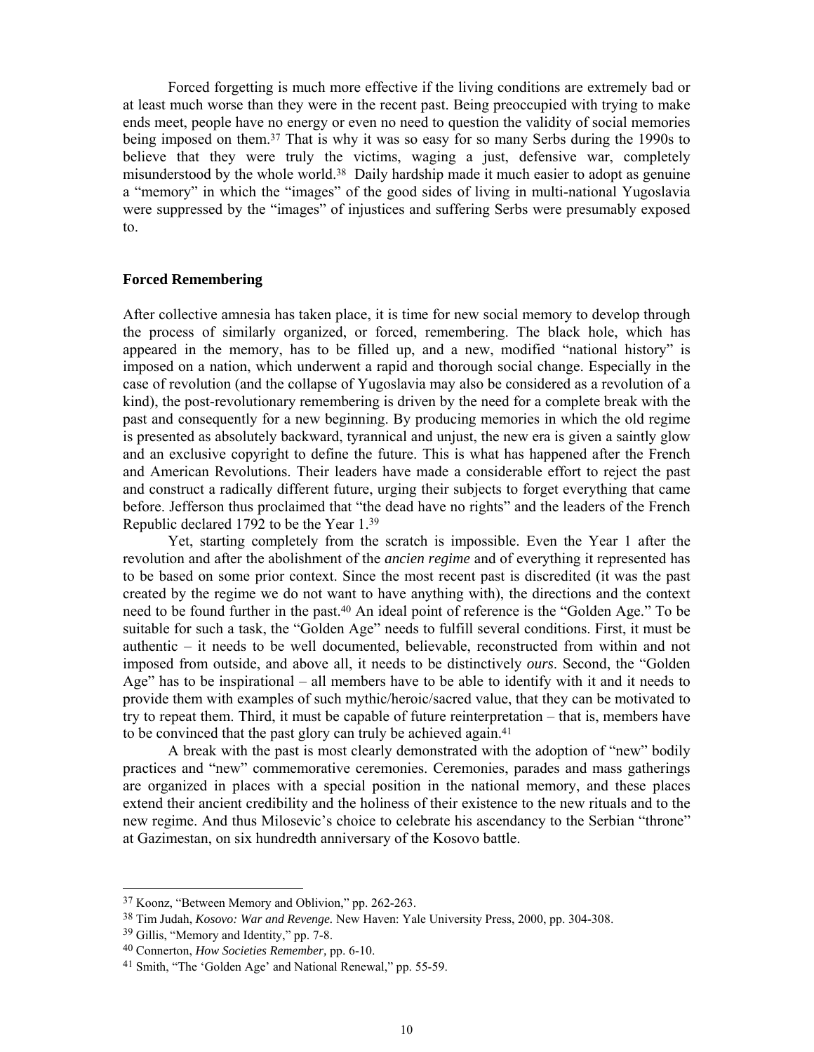Forced forgetting is much more effective if the living conditions are extremely bad or at least much worse than they were in the recent past. Being preoccupied with trying to make ends meet, people have no energy or even no need to question the validity of social memories being imposed on them.[37] That is why it was so easy for so many Serbs during the 1990s to believe that they were truly the victims, waging a just, defensive war, completely misunderstood by the whole world.[38] Daily hardship made it much easier to adopt as genuine a "memory" in which the "images" of the good sides of living in multi-national Yugoslavia were suppressed by the "images" of injustices and suffering Serbs were presumably exposed to.

**Forced Remembering**

After collective amnesia has taken place, it is time for new social memory to develop through the process of similarly organized, or forced, remembering. The black hole, which has appeared in the memory, has to be filled up, and a new, modified "national history" is imposed on a nation, which underwent a rapid and thorough social change. Especially in the case of revolution (and the collapse of Yugoslavia may also be considered as a revolution of a kind), the post-revolutionary remembering is driven by the need for a complete break with the past and consequently for a new beginning. By producing memories in which the old regime is presented as absolutely backward, tyrannical and unjust, the new era is given a saintly glow and an exclusive copyright to define the future. This is what has happened after the French and American Revolutions. Their leaders have made a considerable effort to reject the past and construct a radically different future, urging their subjects to forget everything that came before. Jefferson thus proclaimed that "the dead have no rights" and the leaders of the French Republic declared 1792 to be the Year 1.[39]

Yet, starting completely from the scratch is impossible. Even the Year 1 after the revolution and after the abolishment of the *ancien regime* and of everything it represented has to be based on some prior context. Since the most recent past is discredited (it was the past created by the regime we do not want to have anything with), the directions and the context need to be found further in the past.[40] An ideal point of reference is the "Golden Age." To be suitable for such a task, the "Golden Age" needs to fulfill several conditions. First, it must be authentic – it needs to be well documented, believable, reconstructed from within and not imposed from outside, and above all, it needs to be distinctively *ours*. Second, the "Golden Age" has to be inspirational – all members have to be able to identify with it and it needs to provide them with examples of such mythic/heroic/sacred value, that they can be motivated to try to repeat them. Third, it must be capable of future reinterpretation – that is, members have to be convinced that the past glory can truly be achieved again.[41]

A break with the past is most clearly demonstrated with the adoption of "new" bodily practices and "new" commemorative ceremonies. Ceremonies, parades and mass gatherings are organized in places with a special position in the national memory, and these places extend their ancient credibility and the holiness of their existence to the new rituals and to the new regime. And thus Milosevic's choice to celebrate his ascendancy to the Serbian "throne" at Gazimestan, on six hundredth anniversary of the Kosovo battle.

---

[37] Koonz, "Between Memory and Oblivion," pp. 262-263.

[38] Tim Judah, *Kosovo: War and Revenge.* New Haven: Yale University Press, 2000, pp. 304-308.

[39] Gillis, "Memory and Identity," pp. 7-8.

[40] Connerton, *How Societies Remember,* pp. 6-10.

[41] Smith, "The 'Golden Age' and National Renewal," pp. 55-59.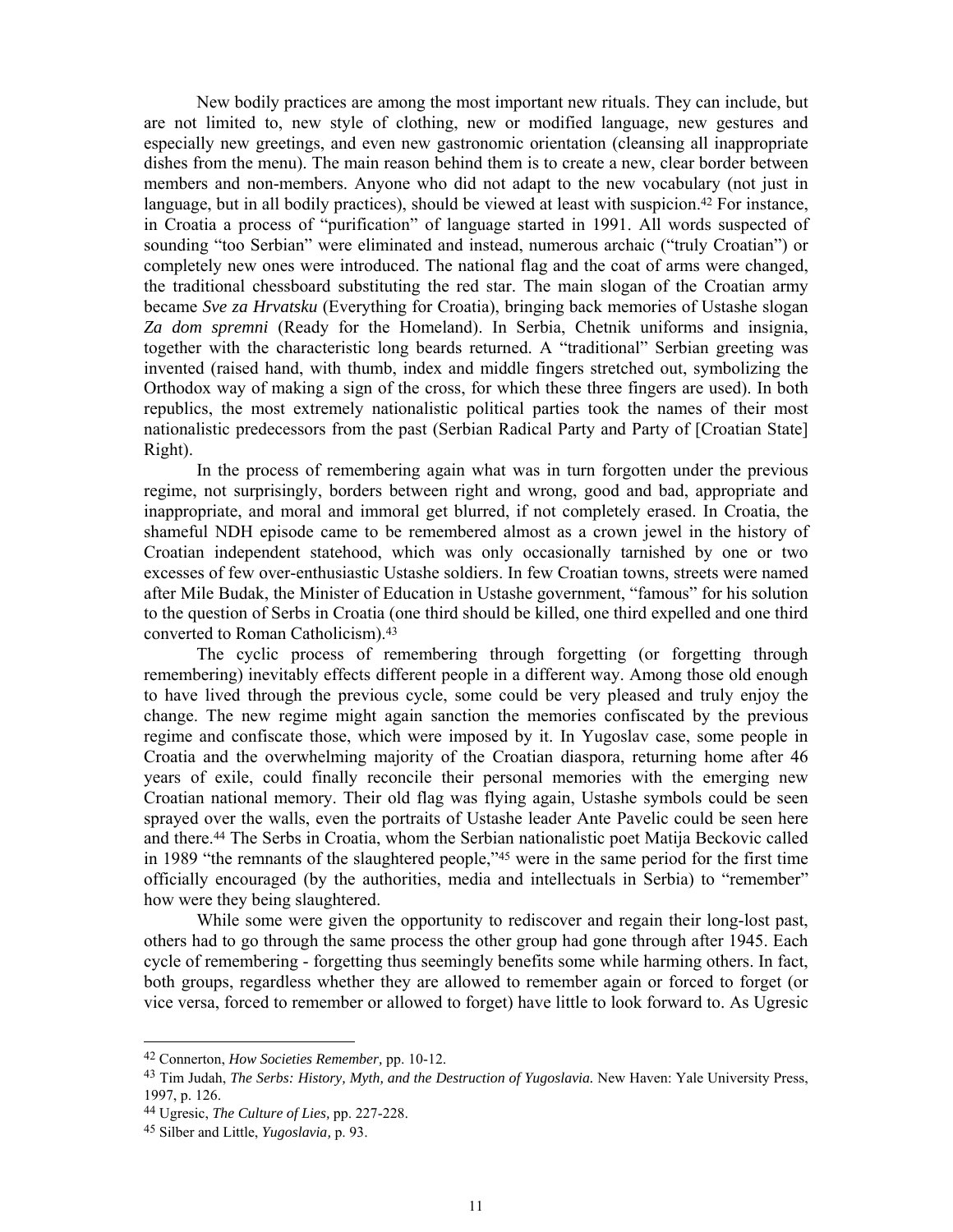New bodily practices are among the most important new rituals. They can include, but are not limited to, new style of clothing, new or modified language, new gestures and especially new greetings, and even new gastronomic orientation (cleansing all inappropriate dishes from the menu). The main reason behind them is to create a new, clear border between members and non-members. Anyone who did not adapt to the new vocabulary (not just in language, but in all bodily practices), should be viewed at least with suspicion.[42] For instance, in Croatia a process of "purification" of language started in 1991. All words suspected of sounding "too Serbian" were eliminated and instead, numerous archaic ("truly Croatian") or completely new ones were introduced. The national flag and the coat of arms were changed, the traditional chessboard substituting the red star. The main slogan of the Croatian army became *Sve za Hrvatsku* (Everything for Croatia), bringing back memories of Ustashe slogan *Za dom spremni* (Ready for the Homeland). In Serbia, Chetnik uniforms and insignia, together with the characteristic long beards returned. A "traditional" Serbian greeting was invented (raised hand, with thumb, index and middle fingers stretched out, symbolizing the Orthodox way of making a sign of the cross, for which these three fingers are used). In both republics, the most extremely nationalistic political parties took the names of their most nationalistic predecessors from the past (Serbian Radical Party and Party of [Croatian State] Right).

In the process of remembering again what was in turn forgotten under the previous regime, not surprisingly, borders between right and wrong, good and bad, appropriate and inappropriate, and moral and immoral get blurred, if not completely erased. In Croatia, the shameful NDH episode came to be remembered almost as a crown jewel in the history of Croatian independent statehood, which was only occasionally tarnished by one or two excesses of few over-enthusiastic Ustashe soldiers. In few Croatian towns, streets were named after Mile Budak, the Minister of Education in Ustashe government, "famous" for his solution to the question of Serbs in Croatia (one third should be killed, one third expelled and one third converted to Roman Catholicism).[43]

The cyclic process of remembering through forgetting (or forgetting through remembering) inevitably effects different people in a different way. Among those old enough to have lived through the previous cycle, some could be very pleased and truly enjoy the change. The new regime might again sanction the memories confiscated by the previous regime and confiscate those, which were imposed by it. In Yugoslav case, some people in Croatia and the overwhelming majority of the Croatian diaspora, returning home after 46 years of exile, could finally reconcile their personal memories with the emerging new Croatian national memory. Their old flag was flying again, Ustashe symbols could be seen sprayed over the walls, even the portraits of Ustashe leader Ante Pavelic could be seen here and there.[44] The Serbs in Croatia, whom the Serbian nationalistic poet Matija Beckovic called in 1989 "the remnants of the slaughtered people,"[45] were in the same period for the first time officially encouraged (by the authorities, media and intellectuals in Serbia) to "remember" how were they being slaughtered.

While some were given the opportunity to rediscover and regain their long-lost past, others had to go through the same process the other group had gone through after 1945. Each cycle of remembering - forgetting thus seemingly benefits some while harming others. In fact, both groups, regardless whether they are allowed to remember again or forced to forget (or vice versa, forced to remember or allowed to forget) have little to look forward to. As Ugresic

---

[42] Connerton, *How Societies Remember,* pp. 10-12.

[43] Tim Judah, *The Serbs: History, Myth, and the Destruction of Yugoslavia.* New Haven: Yale University Press, 1997, p. 126.

[44] Ugresic, *The Culture of Lies,* pp. 227-228.

[45] Silber and Little, *Yugoslavia,* p. 93.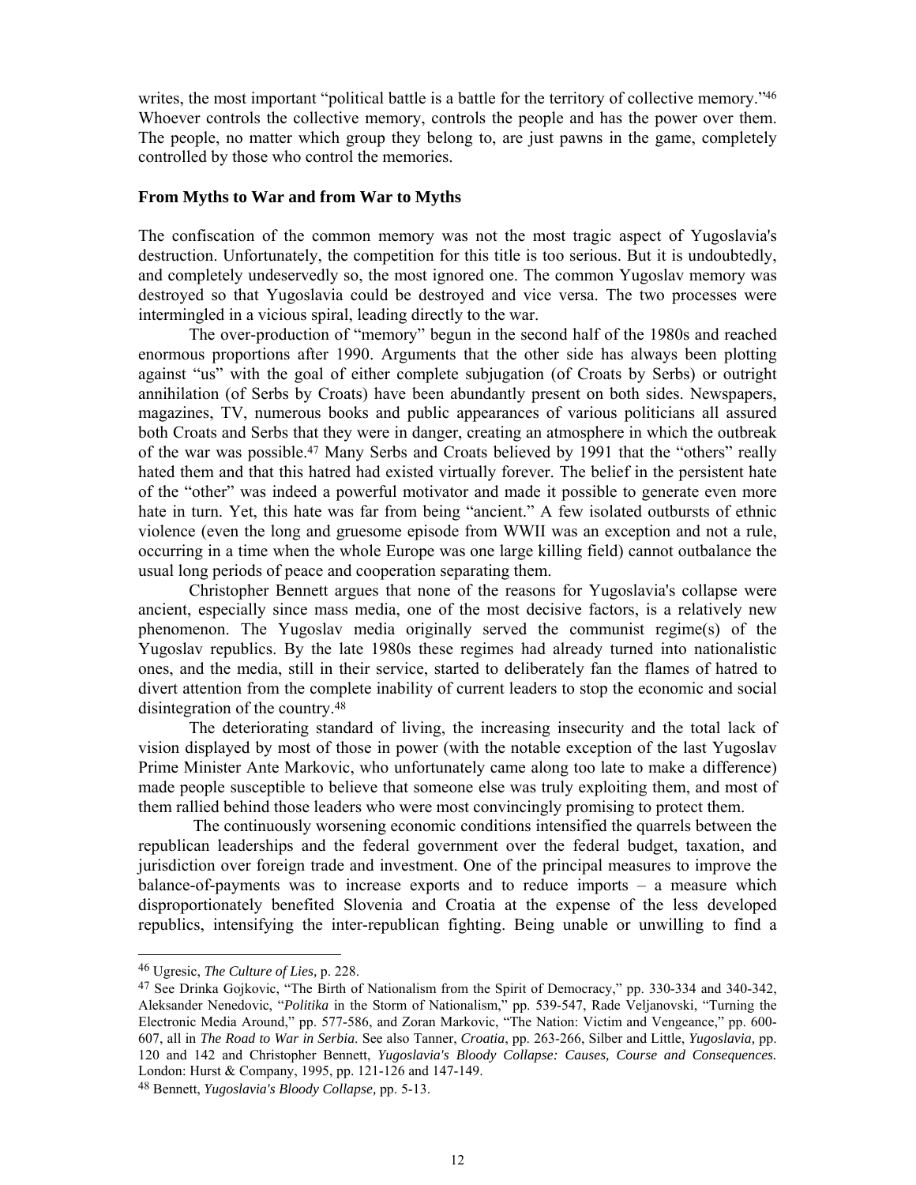writes, the most important "political battle is a battle for the territory of collective memory."[46] Whoever controls the collective memory, controls the people and has the power over them. The people, no matter which group they belong to, are just pawns in the game, completely controlled by those who control the memories.

### From Myths to War and from War to Myths

The confiscation of the common memory was not the most tragic aspect of Yugoslavia's destruction. Unfortunately, the competition for this title is too serious. But it is undoubtedly, and completely undeservedly so, the most ignored one. The common Yugoslav memory was destroyed so that Yugoslavia could be destroyed and vice versa. The two processes were intermingled in a vicious spiral, leading directly to the war.

The over-production of "memory" begun in the second half of the 1980s and reached enormous proportions after 1990. Arguments that the other side has always been plotting against "us" with the goal of either complete subjugation (of Croats by Serbs) or outright annihilation (of Serbs by Croats) have been abundantly present on both sides. Newspapers, magazines, TV, numerous books and public appearances of various politicians all assured both Croats and Serbs that they were in danger, creating an atmosphere in which the outbreak of the war was possible.[47] Many Serbs and Croats believed by 1991 that the "others" really hated them and that this hatred had existed virtually forever. The belief in the persistent hate of the "other" was indeed a powerful motivator and made it possible to generate even more hate in turn. Yet, this hate was far from being "ancient." A few isolated outbursts of ethnic violence (even the long and gruesome episode from WWII was an exception and not a rule, occurring in a time when the whole Europe was one large killing field) cannot outbalance the usual long periods of peace and cooperation separating them.

Christopher Bennett argues that none of the reasons for Yugoslavia's collapse were ancient, especially since mass media, one of the most decisive factors, is a relatively new phenomenon. The Yugoslav media originally served the communist regime(s) of the Yugoslav republics. By the late 1980s these regimes had already turned into nationalistic ones, and the media, still in their service, started to deliberately fan the flames of hatred to divert attention from the complete inability of current leaders to stop the economic and social disintegration of the country.[48]

The deteriorating standard of living, the increasing insecurity and the total lack of vision displayed by most of those in power (with the notable exception of the last Yugoslav Prime Minister Ante Markovic, who unfortunately came along too late to make a difference) made people susceptible to believe that someone else was truly exploiting them, and most of them rallied behind those leaders who were most convincingly promising to protect them.

The continuously worsening economic conditions intensified the quarrels between the republican leaderships and the federal government over the federal budget, taxation, and jurisdiction over foreign trade and investment. One of the principal measures to improve the balance-of-payments was to increase exports and to reduce imports – a measure which disproportionately benefited Slovenia and Croatia at the expense of the less developed republics, intensifying the inter-republican fighting. Being unable or unwilling to find a

---

[46] Ugresic, *The Culture of Lies,* p. 228.

[47] See Drinka Gojkovic, "The Birth of Nationalism from the Spirit of Democracy," pp. 330-334 and 340-342, Aleksander Nenedovic, "*Politika* in the Storm of Nationalism," pp. 539-547, Rade Veljanovski, "Turning the Electronic Media Around," pp. 577-586, and Zoran Markovic, "The Nation: Victim and Vengeance," pp. 600-607, all in *The Road to War in Serbia*. See also Tanner, *Croatia*, pp. 263-266, Silber and Little, *Yugoslavia,* pp. 120 and 142 and Christopher Bennett, *Yugoslavia's Bloody Collapse: Causes, Course and Consequences.* London: Hurst & Company, 1995, pp. 121-126 and 147-149.

[48] Bennett, *Yugoslavia's Bloody Collapse,* pp. 5-13.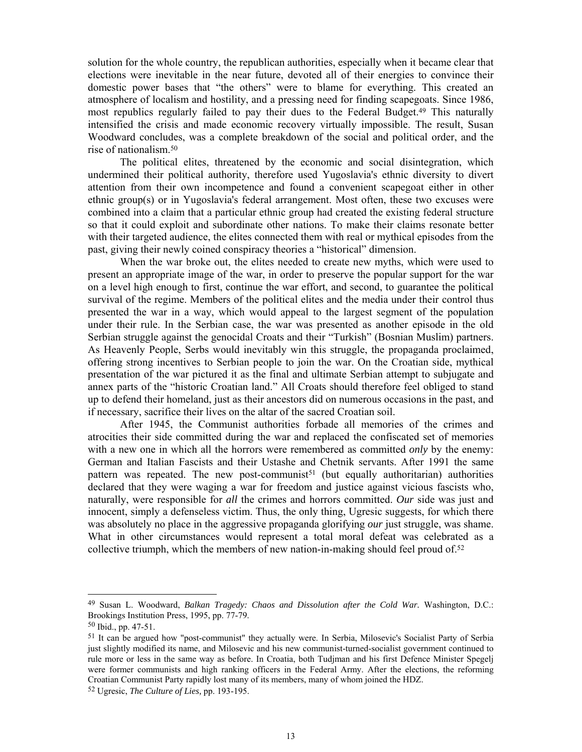solution for the whole country, the republican authorities, especially when it became clear that elections were inevitable in the near future, devoted all of their energies to convince their domestic power bases that "the others" were to blame for everything. This created an atmosphere of localism and hostility, and a pressing need for finding scapegoats. Since 1986, most republics regularly failed to pay their dues to the Federal Budget.[49] This naturally intensified the crisis and made economic recovery virtually impossible. The result, Susan Woodward concludes, was a complete breakdown of the social and political order, and the rise of nationalism.[50]

The political elites, threatened by the economic and social disintegration, which undermined their political authority, therefore used Yugoslavia's ethnic diversity to divert attention from their own incompetence and found a convenient scapegoat either in other ethnic group(s) or in Yugoslavia's federal arrangement. Most often, these two excuses were combined into a claim that a particular ethnic group had created the existing federal structure so that it could exploit and subordinate other nations. To make their claims resonate better with their targeted audience, the elites connected them with real or mythical episodes from the past, giving their newly coined conspiracy theories a "historical" dimension.

When the war broke out, the elites needed to create new myths, which were used to present an appropriate image of the war, in order to preserve the popular support for the war on a level high enough to first, continue the war effort, and second, to guarantee the political survival of the regime. Members of the political elites and the media under their control thus presented the war in a way, which would appeal to the largest segment of the population under their rule. In the Serbian case, the war was presented as another episode in the old Serbian struggle against the genocidal Croats and their "Turkish" (Bosnian Muslim) partners. As Heavenly People, Serbs would inevitably win this struggle, the propaganda proclaimed, offering strong incentives to Serbian people to join the war. On the Croatian side, mythical presentation of the war pictured it as the final and ultimate Serbian attempt to subjugate and annex parts of the "historic Croatian land." All Croats should therefore feel obliged to stand up to defend their homeland, just as their ancestors did on numerous occasions in the past, and if necessary, sacrifice their lives on the altar of the sacred Croatian soil.

After 1945, the Communist authorities forbade all memories of the crimes and atrocities their side committed during the war and replaced the confiscated set of memories with a new one in which all the horrors were remembered as committed *only* by the enemy: German and Italian Fascists and their Ustashe and Chetnik servants. After 1991 the same pattern was repeated. The new post-communist[51] (but equally authoritarian) authorities declared that they were waging a war for freedom and justice against vicious fascists who, naturally, were responsible for *all* the crimes and horrors committed. *Our* side was just and innocent, simply a defenseless victim. Thus, the only thing, Ugresic suggests, for which there was absolutely no place in the aggressive propaganda glorifying *our* just struggle, was shame. What in other circumstances would represent a total moral defeat was celebrated as a collective triumph, which the members of new nation-in-making should feel proud of.[52]

---

[49] Susan L. Woodward, *Balkan Tragedy: Chaos and Dissolution after the Cold War.* Washington, D.C.: Brookings Institution Press, 1995, pp. 77-79.

[50] Ibid., pp. 47-51.

[51] It can be argued how "post-communist" they actually were. In Serbia, Milosevic's Socialist Party of Serbia just slightly modified its name, and Milosevic and his new communist-turned-socialist government continued to rule more or less in the same way as before. In Croatia, both Tudjman and his first Defence Minister Spegelj were former communists and high ranking officers in the Federal Army. After the elections, the reforming Croatian Communist Party rapidly lost many of its members, many of whom joined the HDZ.

[52] Ugresic, *The Culture of Lies,* pp. 193-195.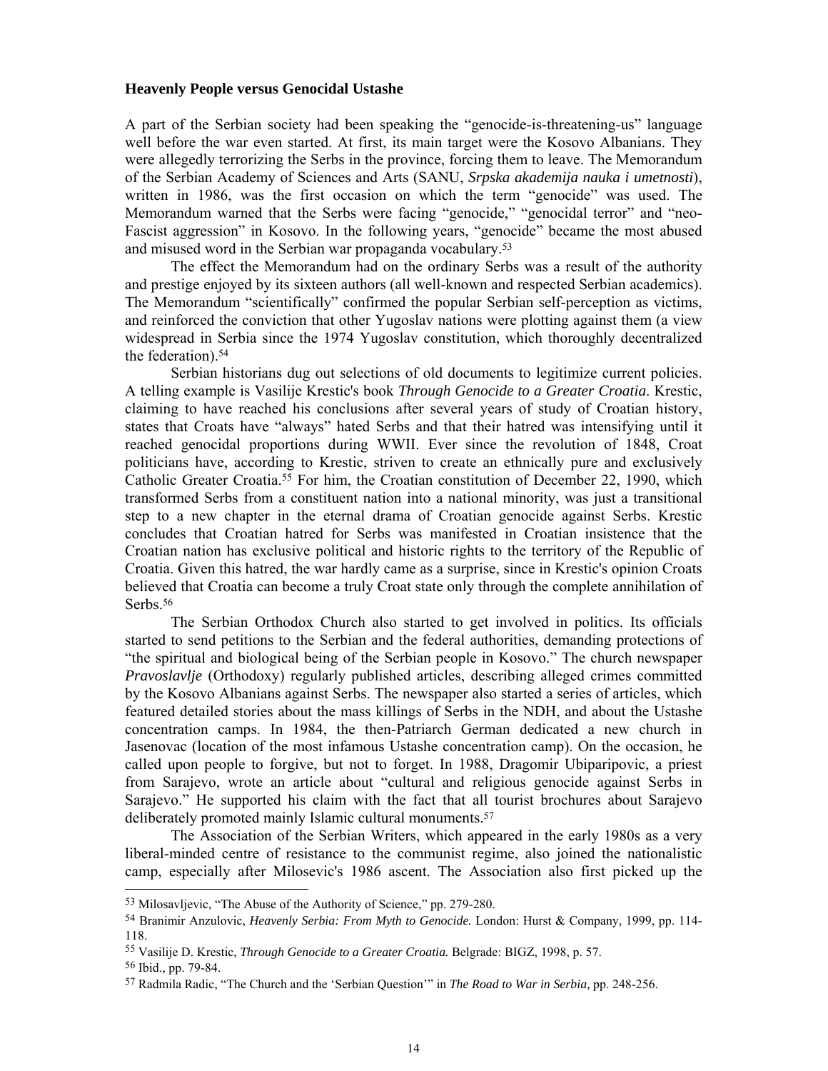**Heavenly People versus Genocidal Ustashe**

A part of the Serbian society had been speaking the "genocide-is-threatening-us" language well before the war even started. At first, its main target were the Kosovo Albanians. They were allegedly terrorizing the Serbs in the province, forcing them to leave. The Memorandum of the Serbian Academy of Sciences and Arts (SANU, *Srpska akademija nauka i umetnosti*), written in 1986, was the first occasion on which the term "genocide" was used. The Memorandum warned that the Serbs were facing "genocide," "genocidal terror" and "neo-Fascist aggression" in Kosovo. In the following years, "genocide" became the most abused and misused word in the Serbian war propaganda vocabulary.[53]

The effect the Memorandum had on the ordinary Serbs was a result of the authority and prestige enjoyed by its sixteen authors (all well-known and respected Serbian academics). The Memorandum "scientifically" confirmed the popular Serbian self-perception as victims, and reinforced the conviction that other Yugoslav nations were plotting against them (a view widespread in Serbia since the 1974 Yugoslav constitution, which thoroughly decentralized the federation).[54]

Serbian historians dug out selections of old documents to legitimize current policies. A telling example is Vasilije Krestic's book *Through Genocide to a Greater Croatia*. Krestic, claiming to have reached his conclusions after several years of study of Croatian history, states that Croats have "always" hated Serbs and that their hatred was intensifying until it reached genocidal proportions during WWII. Ever since the revolution of 1848, Croat politicians have, according to Krestic, striven to create an ethnically pure and exclusively Catholic Greater Croatia.[55] For him, the Croatian constitution of December 22, 1990, which transformed Serbs from a constituent nation into a national minority, was just a transitional step to a new chapter in the eternal drama of Croatian genocide against Serbs. Krestic concludes that Croatian hatred for Serbs was manifested in Croatian insistence that the Croatian nation has exclusive political and historic rights to the territory of the Republic of Croatia. Given this hatred, the war hardly came as a surprise, since in Krestic's opinion Croats believed that Croatia can become a truly Croat state only through the complete annihilation of Serbs.[56]

The Serbian Orthodox Church also started to get involved in politics. Its officials started to send petitions to the Serbian and the federal authorities, demanding protections of "the spiritual and biological being of the Serbian people in Kosovo." The church newspaper *Pravoslavlje* (Orthodoxy) regularly published articles, describing alleged crimes committed by the Kosovo Albanians against Serbs. The newspaper also started a series of articles, which featured detailed stories about the mass killings of Serbs in the NDH, and about the Ustashe concentration camps. In 1984, the then-Patriarch German dedicated a new church in Jasenovac (location of the most infamous Ustashe concentration camp). On the occasion, he called upon people to forgive, but not to forget. In 1988, Dragomir Ubiparipovic, a priest from Sarajevo, wrote an article about "cultural and religious genocide against Serbs in Sarajevo." He supported his claim with the fact that all tourist brochures about Sarajevo deliberately promoted mainly Islamic cultural monuments.[57]

The Association of the Serbian Writers, which appeared in the early 1980s as a very liberal-minded centre of resistance to the communist regime, also joined the nationalistic camp, especially after Milosevic's 1986 ascent. The Association also first picked up the

---

[53] Milosavljevic, "The Abuse of the Authority of Science," pp. 279-280.

[54] Branimir Anzulovic, *Heavenly Serbia: From Myth to Genocide.* London: Hurst & Company, 1999, pp. 114-118.

[55] Vasilije D. Krestic, *Through Genocide to a Greater Croatia.* Belgrade: BIGZ, 1998, p. 57.

[56] Ibid., pp. 79-84.

[57] Radmila Radic, "The Church and the 'Serbian Question'" in *The Road to War in Serbia,* pp. 248-256.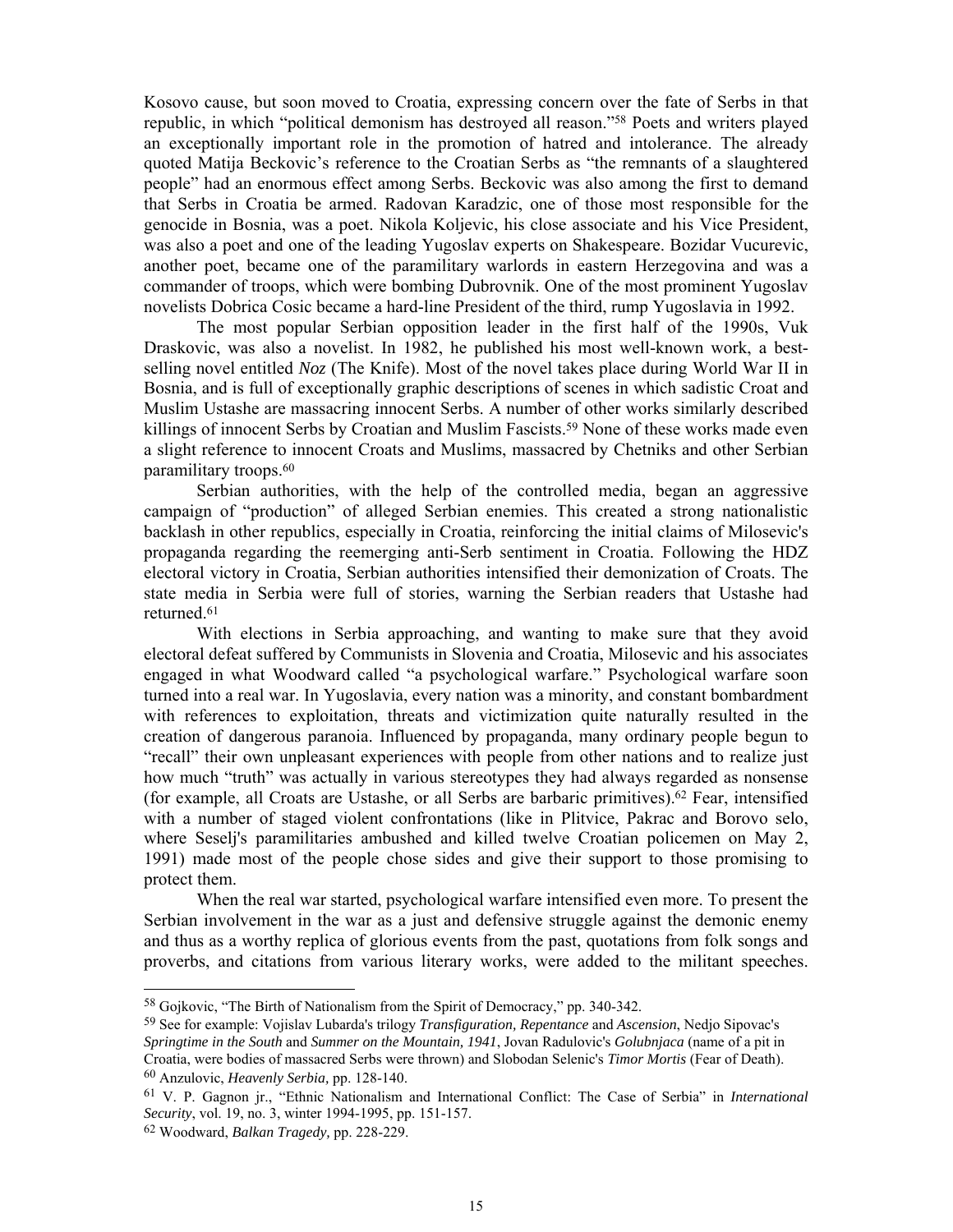Kosovo cause, but soon moved to Croatia, expressing concern over the fate of Serbs in that republic, in which "political demonism has destroyed all reason."[58] Poets and writers played an exceptionally important role in the promotion of hatred and intolerance. The already quoted Matija Beckovic's reference to the Croatian Serbs as "the remnants of a slaughtered people" had an enormous effect among Serbs. Beckovic was also among the first to demand that Serbs in Croatia be armed. Radovan Karadzic, one of those most responsible for the genocide in Bosnia, was a poet. Nikola Koljevic, his close associate and his Vice President, was also a poet and one of the leading Yugoslav experts on Shakespeare. Bozidar Vucurevic, another poet, became one of the paramilitary warlords in eastern Herzegovina and was a commander of troops, which were bombing Dubrovnik. One of the most prominent Yugoslav novelists Dobrica Cosic became a hard-line President of the third, rump Yugoslavia in 1992.

The most popular Serbian opposition leader in the first half of the 1990s, Vuk Draskovic, was also a novelist. In 1982, he published his most well-known work, a best-selling novel entitled *Noz* (The Knife). Most of the novel takes place during World War II in Bosnia, and is full of exceptionally graphic descriptions of scenes in which sadistic Croat and Muslim Ustashe are massacring innocent Serbs. A number of other works similarly described killings of innocent Serbs by Croatian and Muslim Fascists.[59] None of these works made even a slight reference to innocent Croats and Muslims, massacred by Chetniks and other Serbian paramilitary troops.[60]

Serbian authorities, with the help of the controlled media, began an aggressive campaign of "production" of alleged Serbian enemies. This created a strong nationalistic backlash in other republics, especially in Croatia, reinforcing the initial claims of Milosevic's propaganda regarding the reemerging anti-Serb sentiment in Croatia. Following the HDZ electoral victory in Croatia, Serbian authorities intensified their demonization of Croats. The state media in Serbia were full of stories, warning the Serbian readers that Ustashe had returned.[61]

With elections in Serbia approaching, and wanting to make sure that they avoid electoral defeat suffered by Communists in Slovenia and Croatia, Milosevic and his associates engaged in what Woodward called "a psychological warfare." Psychological warfare soon turned into a real war. In Yugoslavia, every nation was a minority, and constant bombardment with references to exploitation, threats and victimization quite naturally resulted in the creation of dangerous paranoia. Influenced by propaganda, many ordinary people begun to "recall" their own unpleasant experiences with people from other nations and to realize just how much "truth" was actually in various stereotypes they had always regarded as nonsense (for example, all Croats are Ustashe, or all Serbs are barbaric primitives).[62] Fear, intensified with a number of staged violent confrontations (like in Plitvice, Pakrac and Borovo selo, where Seselj's paramilitaries ambushed and killed twelve Croatian policemen on May 2, 1991) made most of the people chose sides and give their support to those promising to protect them.

When the real war started, psychological warfare intensified even more. To present the Serbian involvement in the war as a just and defensive struggle against the demonic enemy and thus as a worthy replica of glorious events from the past, quotations from folk songs and proverbs, and citations from various literary works, were added to the militant speeches.

---

[58] Gojkovic, "The Birth of Nationalism from the Spirit of Democracy," pp. 340-342.

[59] See for example: Vojislav Lubarda's trilogy *Transfiguration, Repentance* and *Ascension*, Nedjo Sipovac's *Springtime in the South* and *Summer on the Mountain, 1941*, Jovan Radulovic's *Golubnjaca* (name of a pit in Croatia, were bodies of massacred Serbs were thrown) and Slobodan Selenic's *Timor Mortis* (Fear of Death).

[60] Anzulovic, *Heavenly Serbia,* pp. 128-140.

[61] V. P. Gagnon jr., "Ethnic Nationalism and International Conflict: The Case of Serbia" in *International Security*, vol. 19, no. 3, winter 1994-1995, pp. 151-157.

[62] Woodward, *Balkan Tragedy,* pp. 228-229.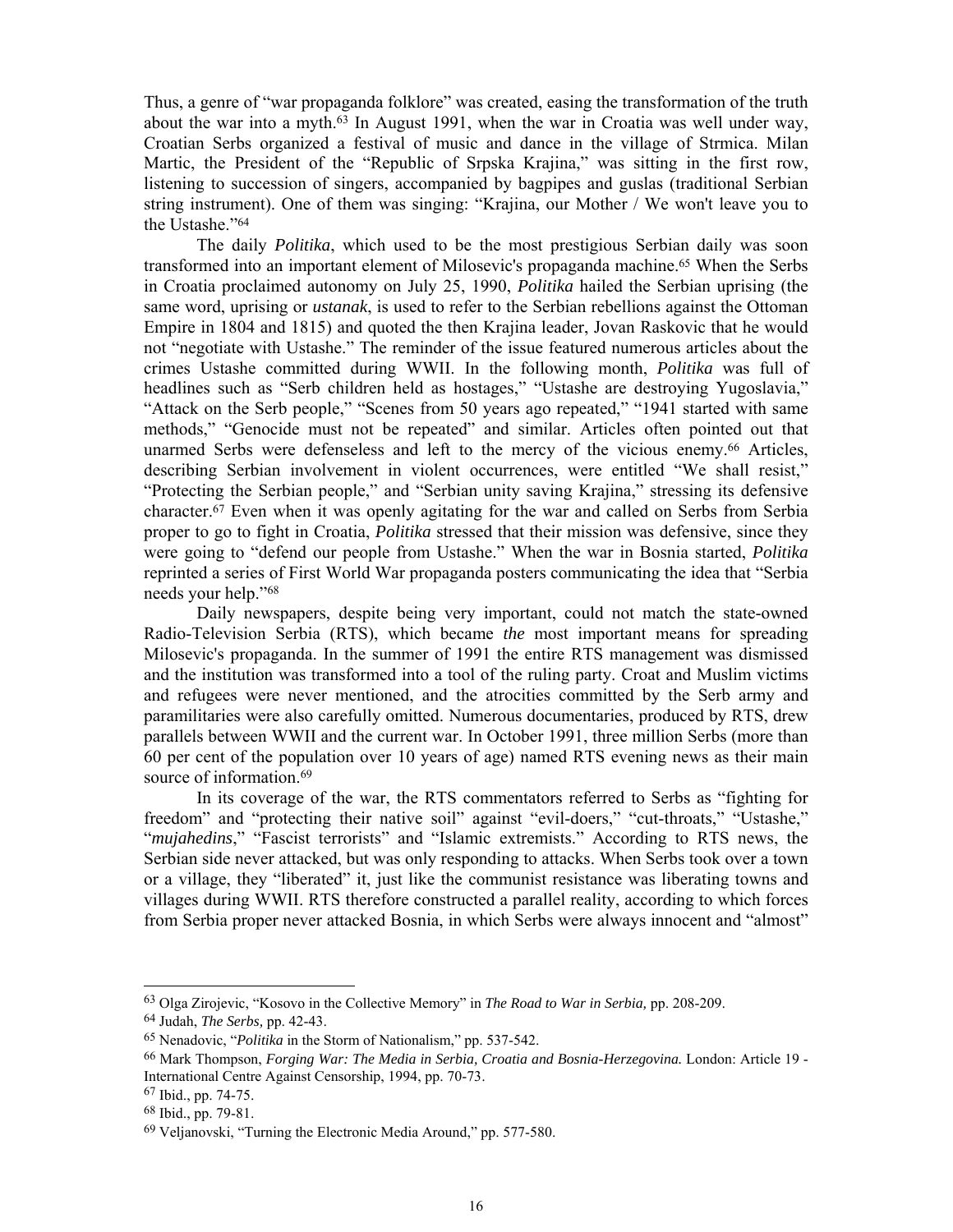Thus, a genre of "war propaganda folklore" was created, easing the transformation of the truth about the war into a myth.[63] In August 1991, when the war in Croatia was well under way, Croatian Serbs organized a festival of music and dance in the village of Strmica. Milan Martic, the President of the "Republic of Srpska Krajina," was sitting in the first row, listening to succession of singers, accompanied by bagpipes and guslas (traditional Serbian string instrument). One of them was singing: "Krajina, our Mother / We won't leave you to the Ustashe."[64]

The daily *Politika*, which used to be the most prestigious Serbian daily was soon transformed into an important element of Milosevic's propaganda machine.[65] When the Serbs in Croatia proclaimed autonomy on July 25, 1990, *Politika* hailed the Serbian uprising (the same word, uprising or *ustanak*, is used to refer to the Serbian rebellions against the Ottoman Empire in 1804 and 1815) and quoted the then Krajina leader, Jovan Raskovic that he would not "negotiate with Ustashe." The reminder of the issue featured numerous articles about the crimes Ustashe committed during WWII. In the following month, *Politika* was full of headlines such as "Serb children held as hostages," "Ustashe are destroying Yugoslavia," "Attack on the Serb people," "Scenes from 50 years ago repeated," "1941 started with same methods," "Genocide must not be repeated" and similar. Articles often pointed out that unarmed Serbs were defenseless and left to the mercy of the vicious enemy.[66] Articles, describing Serbian involvement in violent occurrences, were entitled "We shall resist," "Protecting the Serbian people," and "Serbian unity saving Krajina," stressing its defensive character.[67] Even when it was openly agitating for the war and called on Serbs from Serbia proper to go to fight in Croatia, *Politika* stressed that their mission was defensive, since they were going to "defend our people from Ustashe." When the war in Bosnia started, *Politika* reprinted a series of First World War propaganda posters communicating the idea that "Serbia needs your help."[68]

Daily newspapers, despite being very important, could not match the state-owned Radio-Television Serbia (RTS), which became *the* most important means for spreading Milosevic's propaganda. In the summer of 1991 the entire RTS management was dismissed and the institution was transformed into a tool of the ruling party. Croat and Muslim victims and refugees were never mentioned, and the atrocities committed by the Serb army and paramilitaries were also carefully omitted. Numerous documentaries, produced by RTS, drew parallels between WWII and the current war. In October 1991, three million Serbs (more than 60 per cent of the population over 10 years of age) named RTS evening news as their main source of information.[69]

In its coverage of the war, the RTS commentators referred to Serbs as "fighting for freedom" and "protecting their native soil" against "evil-doers," "cut-throats," "Ustashe," "*mujahedins*," "Fascist terrorists" and "Islamic extremists." According to RTS news, the Serbian side never attacked, but was only responding to attacks. When Serbs took over a town or a village, they "liberated" it, just like the communist resistance was liberating towns and villages during WWII. RTS therefore constructed a parallel reality, according to which forces from Serbia proper never attacked Bosnia, in which Serbs were always innocent and "almost"

---

[63] Olga Zirojevic, "Kosovo in the Collective Memory" in *The Road to War in Serbia,* pp. 208-209.

[64] Judah, *The Serbs,* pp. 42-43.

[65] Nenadovic, "*Politika* in the Storm of Nationalism," pp. 537-542.

[66] Mark Thompson, *Forging War: The Media in Serbia, Croatia and Bosnia-Herzegovina.* London: Article 19 - International Centre Against Censorship, 1994, pp. 70-73.

[67] Ibid., pp. 74-75.

[68] Ibid., pp. 79-81.

[69] Veljanovski, "Turning the Electronic Media Around," pp. 577-580.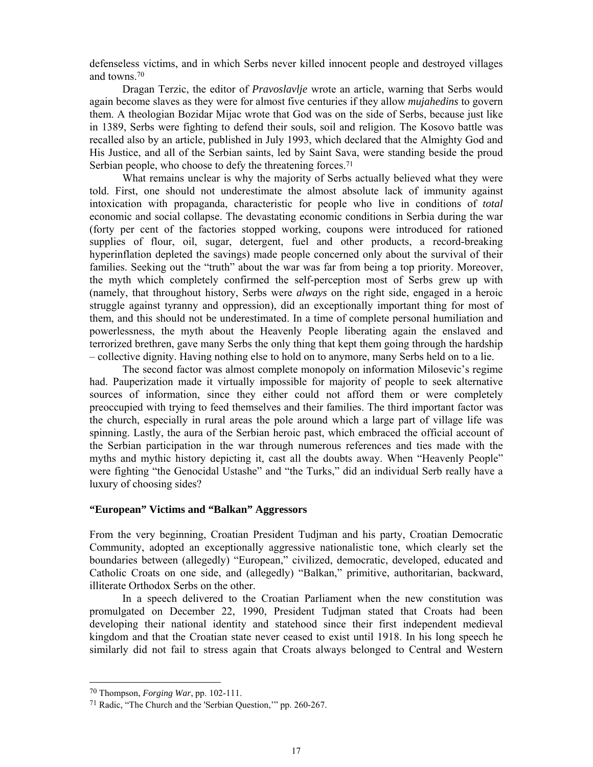defenseless victims, and in which Serbs never killed innocent people and destroyed villages and towns.[70]

Dragan Terzic, the editor of *Pravoslavlje* wrote an article, warning that Serbs would again become slaves as they were for almost five centuries if they allow *mujahedins* to govern them. A theologian Bozidar Mijac wrote that God was on the side of Serbs, because just like in 1389, Serbs were fighting to defend their souls, soil and religion. The Kosovo battle was recalled also by an article, published in July 1993, which declared that the Almighty God and His Justice, and all of the Serbian saints, led by Saint Sava, were standing beside the proud Serbian people, who choose to defy the threatening forces.[71]

What remains unclear is why the majority of Serbs actually believed what they were told. First, one should not underestimate the almost absolute lack of immunity against intoxication with propaganda, characteristic for people who live in conditions of *total* economic and social collapse. The devastating economic conditions in Serbia during the war (forty per cent of the factories stopped working, coupons were introduced for rationed supplies of flour, oil, sugar, detergent, fuel and other products, a record-breaking hyperinflation depleted the savings) made people concerned only about the survival of their families. Seeking out the "truth" about the war was far from being a top priority. Moreover, the myth which completely confirmed the self-perception most of Serbs grew up with (namely, that throughout history, Serbs were *always* on the right side, engaged in a heroic struggle against tyranny and oppression), did an exceptionally important thing for most of them, and this should not be underestimated. In a time of complete personal humiliation and powerlessness, the myth about the Heavenly People liberating again the enslaved and terrorized brethren, gave many Serbs the only thing that kept them going through the hardship – collective dignity. Having nothing else to hold on to anymore, many Serbs held on to a lie.

The second factor was almost complete monopoly on information Milosevic's regime had. Pauperization made it virtually impossible for majority of people to seek alternative sources of information, since they either could not afford them or were completely preoccupied with trying to feed themselves and their families. The third important factor was the church, especially in rural areas the pole around which a large part of village life was spinning. Lastly, the aura of the Serbian heroic past, which embraced the official account of the Serbian participation in the war through numerous references and ties made with the myths and mythic history depicting it, cast all the doubts away. When "Heavenly People" were fighting "the Genocidal Ustashe" and "the Turks," did an individual Serb really have a luxury of choosing sides?

### "European" Victims and "Balkan" Aggressors

From the very beginning, Croatian President Tudjman and his party, Croatian Democratic Community, adopted an exceptionally aggressive nationalistic tone, which clearly set the boundaries between (allegedly) "European," civilized, democratic, developed, educated and Catholic Croats on one side, and (allegedly) "Balkan," primitive, authoritarian, backward, illiterate Orthodox Serbs on the other.

In a speech delivered to the Croatian Parliament when the new constitution was promulgated on December 22, 1990, President Tudjman stated that Croats had been developing their national identity and statehood since their first independent medieval kingdom and that the Croatian state never ceased to exist until 1918. In his long speech he similarly did not fail to stress again that Croats always belonged to Central and Western

---

[70] Thompson, *Forging War*, pp. 102-111.

[71] Radic, "The Church and the 'Serbian Question,'" pp. 260-267.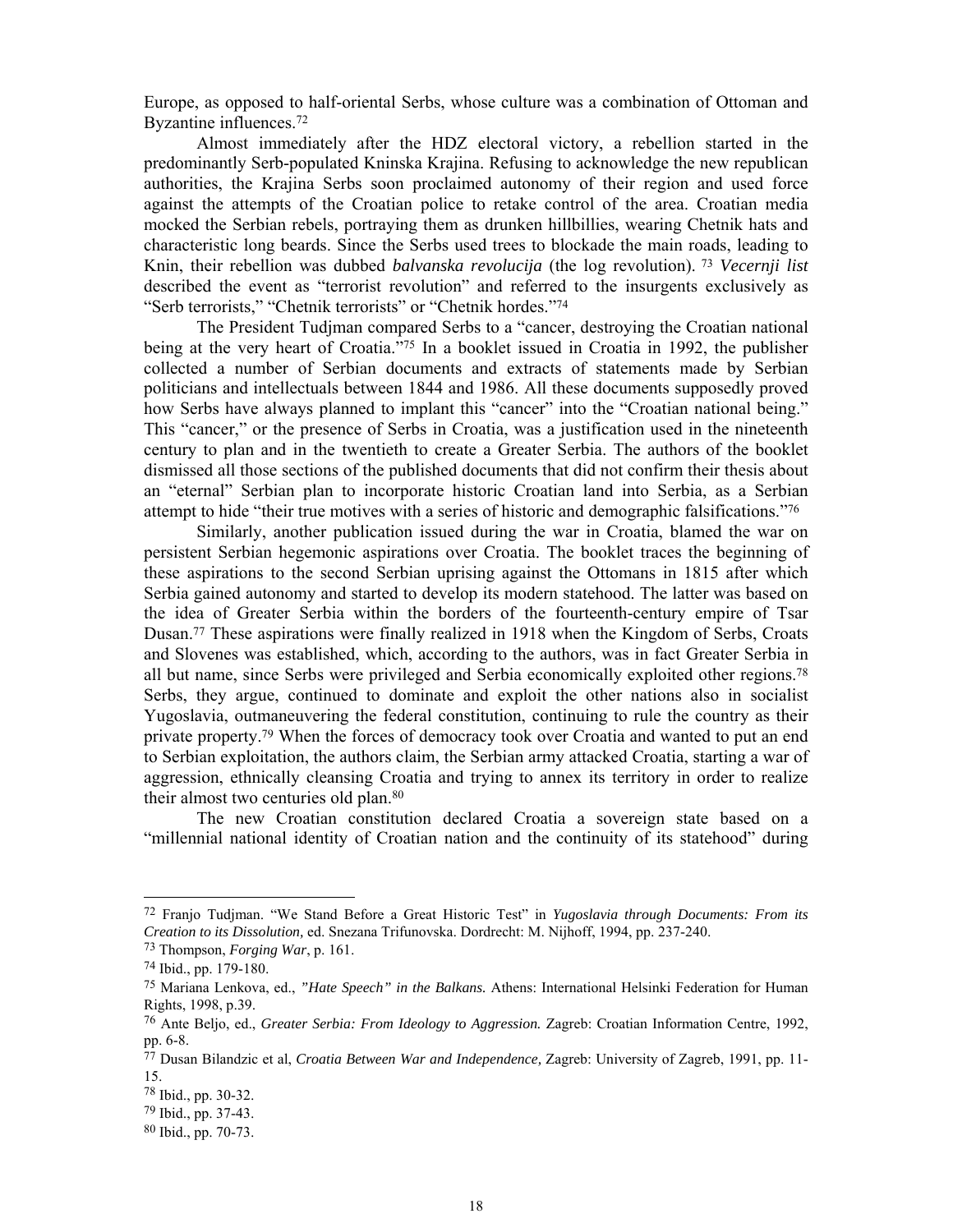Europe, as opposed to half-oriental Serbs, whose culture was a combination of Ottoman and Byzantine influences.[72]

Almost immediately after the HDZ electoral victory, a rebellion started in the predominantly Serb-populated Kninska Krajina. Refusing to acknowledge the new republican authorities, the Krajina Serbs soon proclaimed autonomy of their region and used force against the attempts of the Croatian police to retake control of the area. Croatian media mocked the Serbian rebels, portraying them as drunken hillbillies, wearing Chetnik hats and characteristic long beards. Since the Serbs used trees to blockade the main roads, leading to Knin, their rebellion was dubbed *balvanska revolucija* (the log revolution). [73] *Vecernji list* described the event as "terrorist revolution" and referred to the insurgents exclusively as "Serb terrorists," "Chetnik terrorists" or "Chetnik hordes."[74]

The President Tudjman compared Serbs to a "cancer, destroying the Croatian national being at the very heart of Croatia."[75] In a booklet issued in Croatia in 1992, the publisher collected a number of Serbian documents and extracts of statements made by Serbian politicians and intellectuals between 1844 and 1986. All these documents supposedly proved how Serbs have always planned to implant this "cancer" into the "Croatian national being." This "cancer," or the presence of Serbs in Croatia, was a justification used in the nineteenth century to plan and in the twentieth to create a Greater Serbia. The authors of the booklet dismissed all those sections of the published documents that did not confirm their thesis about an "eternal" Serbian plan to incorporate historic Croatian land into Serbia, as a Serbian attempt to hide "their true motives with a series of historic and demographic falsifications."[76]

Similarly, another publication issued during the war in Croatia, blamed the war on persistent Serbian hegemonic aspirations over Croatia. The booklet traces the beginning of these aspirations to the second Serbian uprising against the Ottomans in 1815 after which Serbia gained autonomy and started to develop its modern statehood. The latter was based on the idea of Greater Serbia within the borders of the fourteenth-century empire of Tsar Dusan.[77] These aspirations were finally realized in 1918 when the Kingdom of Serbs, Croats and Slovenes was established, which, according to the authors, was in fact Greater Serbia in all but name, since Serbs were privileged and Serbia economically exploited other regions.[78] Serbs, they argue, continued to dominate and exploit the other nations also in socialist Yugoslavia, outmaneuvering the federal constitution, continuing to rule the country as their private property.[79] When the forces of democracy took over Croatia and wanted to put an end to Serbian exploitation, the authors claim, the Serbian army attacked Croatia, starting a war of aggression, ethnically cleansing Croatia and trying to annex its territory in order to realize their almost two centuries old plan.[80]

The new Croatian constitution declared Croatia a sovereign state based on a "millennial national identity of Croatian nation and the continuity of its statehood" during

---

[72] Franjo Tudjman. "We Stand Before a Great Historic Test" in *Yugoslavia through Documents: From its Creation to its Dissolution,* ed. Snezana Trifunovska. Dordrecht: M. Nijhoff, 1994, pp. 237-240.

[73] Thompson, *Forging War*, p. 161.

[74] Ibid., pp. 179-180.

[75] Mariana Lenkova, ed., *"Hate Speech" in the Balkans.* Athens: International Helsinki Federation for Human Rights, 1998, p.39.

[76] Ante Beljo, ed., *Greater Serbia: From Ideology to Aggression.* Zagreb: Croatian Information Centre, 1992, pp. 6-8.

[77] Dusan Bilandzic et al, *Croatia Between War and Independence,* Zagreb: University of Zagreb, 1991, pp. 11-15.

[78] Ibid., pp. 30-32.

[79] Ibid., pp. 37-43.

[80] Ibid., pp. 70-73.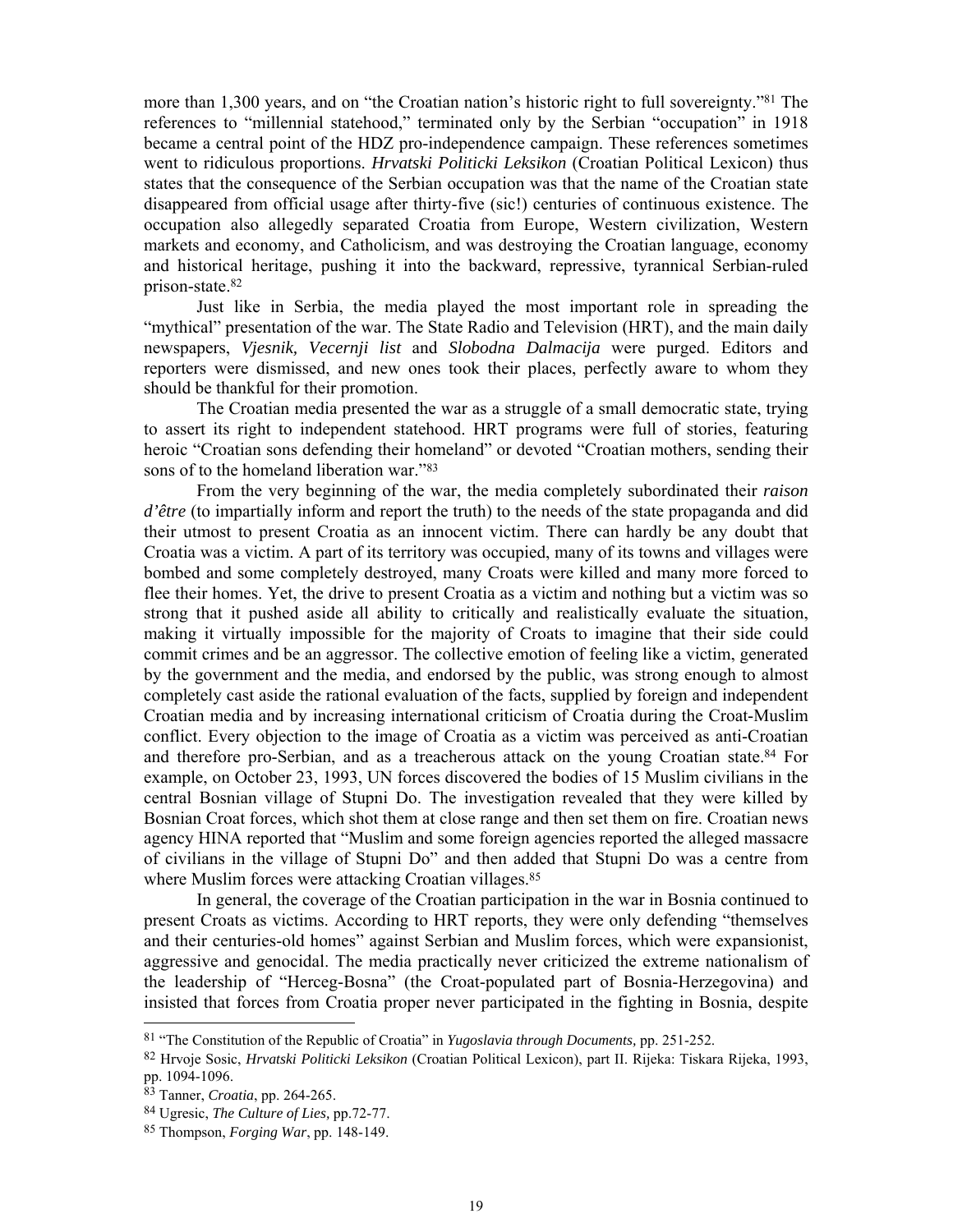more than 1,300 years, and on "the Croatian nation's historic right to full sovereignty."[81] The references to "millennial statehood," terminated only by the Serbian "occupation" in 1918 became a central point of the HDZ pro-independence campaign. These references sometimes went to ridiculous proportions. *Hrvatski Politicki Leksikon* (Croatian Political Lexicon) thus states that the consequence of the Serbian occupation was that the name of the Croatian state disappeared from official usage after thirty-five (sic!) centuries of continuous existence. The occupation also allegedly separated Croatia from Europe, Western civilization, Western markets and economy, and Catholicism, and was destroying the Croatian language, economy and historical heritage, pushing it into the backward, repressive, tyrannical Serbian-ruled prison-state.[82]

Just like in Serbia, the media played the most important role in spreading the "mythical" presentation of the war. The State Radio and Television (HRT), and the main daily newspapers, *Vjesnik, Vecernji list* and *Slobodna Dalmacija* were purged. Editors and reporters were dismissed, and new ones took their places, perfectly aware to whom they should be thankful for their promotion.

The Croatian media presented the war as a struggle of a small democratic state, trying to assert its right to independent statehood. HRT programs were full of stories, featuring heroic "Croatian sons defending their homeland" or devoted "Croatian mothers, sending their sons of to the homeland liberation war."[83]

From the very beginning of the war, the media completely subordinated their *raison d'être* (to impartially inform and report the truth) to the needs of the state propaganda and did their utmost to present Croatia as an innocent victim. There can hardly be any doubt that Croatia was a victim. A part of its territory was occupied, many of its towns and villages were bombed and some completely destroyed, many Croats were killed and many more forced to flee their homes. Yet, the drive to present Croatia as a victim and nothing but a victim was so strong that it pushed aside all ability to critically and realistically evaluate the situation, making it virtually impossible for the majority of Croats to imagine that their side could commit crimes and be an aggressor. The collective emotion of feeling like a victim, generated by the government and the media, and endorsed by the public, was strong enough to almost completely cast aside the rational evaluation of the facts, supplied by foreign and independent Croatian media and by increasing international criticism of Croatia during the Croat-Muslim conflict. Every objection to the image of Croatia as a victim was perceived as anti-Croatian and therefore pro-Serbian, and as a treacherous attack on the young Croatian state.[84] For example, on October 23, 1993, UN forces discovered the bodies of 15 Muslim civilians in the central Bosnian village of Stupni Do. The investigation revealed that they were killed by Bosnian Croat forces, which shot them at close range and then set them on fire. Croatian news agency HINA reported that "Muslim and some foreign agencies reported the alleged massacre of civilians in the village of Stupni Do" and then added that Stupni Do was a centre from where Muslim forces were attacking Croatian villages.[85]

In general, the coverage of the Croatian participation in the war in Bosnia continued to present Croats as victims. According to HRT reports, they were only defending "themselves and their centuries-old homes" against Serbian and Muslim forces, which were expansionist, aggressive and genocidal. The media practically never criticized the extreme nationalism of the leadership of "Herceg-Bosna" (the Croat-populated part of Bosnia-Herzegovina) and insisted that forces from Croatia proper never participated in the fighting in Bosnia, despite

---

[81] "The Constitution of the Republic of Croatia" in *Yugoslavia through Documents,* pp. 251-252.

[82] Hrvoje Sosic, *Hrvatski Politicki Leksikon* (Croatian Political Lexicon), part II. Rijeka: Tiskara Rijeka, 1993, pp. 1094-1096.

[83] Tanner, *Croatia*, pp. 264-265.

[84] Ugresic, *The Culture of Lies,* pp.72-77.

[85] Thompson, *Forging War*, pp. 148-149.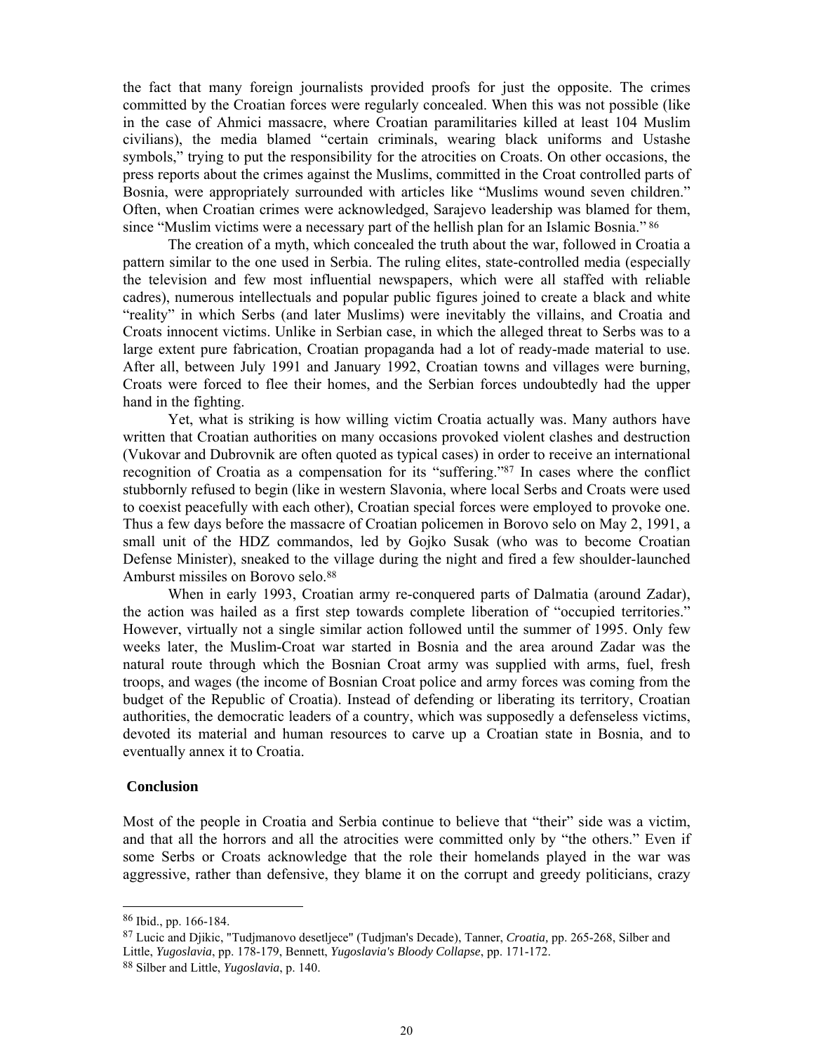the fact that many foreign journalists provided proofs for just the opposite. The crimes committed by the Croatian forces were regularly concealed. When this was not possible (like in the case of Ahmici massacre, where Croatian paramilitaries killed at least 104 Muslim civilians), the media blamed "certain criminals, wearing black uniforms and Ustashe symbols," trying to put the responsibility for the atrocities on Croats. On other occasions, the press reports about the crimes against the Muslims, committed in the Croat controlled parts of Bosnia, were appropriately surrounded with articles like "Muslims wound seven children." Often, when Croatian crimes were acknowledged, Sarajevo leadership was blamed for them, since "Muslim victims were a necessary part of the hellish plan for an Islamic Bosnia." [86]

The creation of a myth, which concealed the truth about the war, followed in Croatia a pattern similar to the one used in Serbia. The ruling elites, state-controlled media (especially the television and few most influential newspapers, which were all staffed with reliable cadres), numerous intellectuals and popular public figures joined to create a black and white "reality" in which Serbs (and later Muslims) were inevitably the villains, and Croatia and Croats innocent victims. Unlike in Serbian case, in which the alleged threat to Serbs was to a large extent pure fabrication, Croatian propaganda had a lot of ready-made material to use. After all, between July 1991 and January 1992, Croatian towns and villages were burning, Croats were forced to flee their homes, and the Serbian forces undoubtedly had the upper hand in the fighting.

Yet, what is striking is how willing victim Croatia actually was. Many authors have written that Croatian authorities on many occasions provoked violent clashes and destruction (Vukovar and Dubrovnik are often quoted as typical cases) in order to receive an international recognition of Croatia as a compensation for its "suffering."[87] In cases where the conflict stubbornly refused to begin (like in western Slavonia, where local Serbs and Croats were used to coexist peacefully with each other), Croatian special forces were employed to provoke one. Thus a few days before the massacre of Croatian policemen in Borovo selo on May 2, 1991, a small unit of the HDZ commandos, led by Gojko Susak (who was to become Croatian Defense Minister), sneaked to the village during the night and fired a few shoulder-launched Amburst missiles on Borovo selo.[88]

When in early 1993, Croatian army re-conquered parts of Dalmatia (around Zadar), the action was hailed as a first step towards complete liberation of "occupied territories." However, virtually not a single similar action followed until the summer of 1995. Only few weeks later, the Muslim-Croat war started in Bosnia and the area around Zadar was the natural route through which the Bosnian Croat army was supplied with arms, fuel, fresh troops, and wages (the income of Bosnian Croat police and army forces was coming from the budget of the Republic of Croatia). Instead of defending or liberating its territory, Croatian authorities, the democratic leaders of a country, which was supposedly a defenseless victims, devoted its material and human resources to carve up a Croatian state in Bosnia, and to eventually annex it to Croatia.

## Conclusion

Most of the people in Croatia and Serbia continue to believe that "their" side was a victim, and that all the horrors and all the atrocities were committed only by "the others." Even if some Serbs or Croats acknowledge that the role their homelands played in the war was aggressive, rather than defensive, they blame it on the corrupt and greedy politicians, crazy

---

[86] Ibid., pp. 166-184.

[87] Lucic and Djikic, "Tudjmanovo desetljece" (Tudjman's Decade), Tanner, *Croatia,* pp. 265-268, Silber and Little, *Yugoslavia*, pp. 178-179, Bennett, *Yugoslavia's Bloody Collapse*, pp. 171-172.

[88] Silber and Little, *Yugoslavia*, p. 140.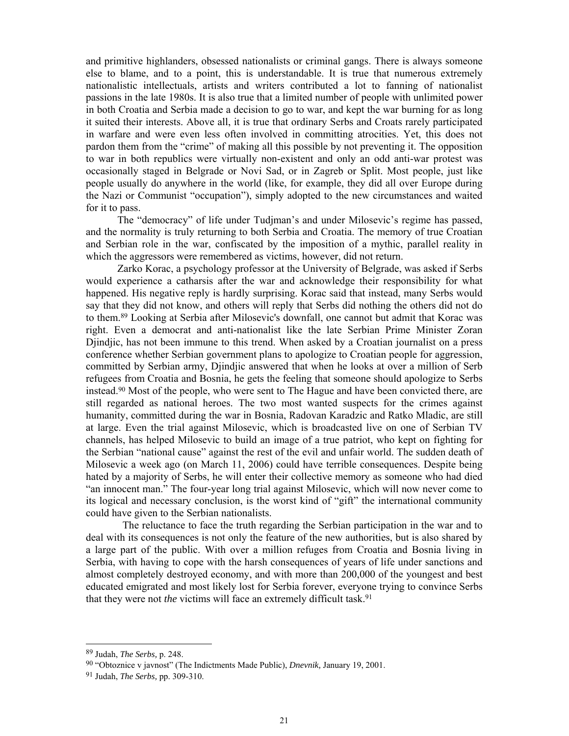and primitive highlanders, obsessed nationalists or criminal gangs. There is always someone else to blame, and to a point, this is understandable. It is true that numerous extremely nationalistic intellectuals, artists and writers contributed a lot to fanning of nationalist passions in the late 1980s. It is also true that a limited number of people with unlimited power in both Croatia and Serbia made a decision to go to war, and kept the war burning for as long it suited their interests. Above all, it is true that ordinary Serbs and Croats rarely participated in warfare and were even less often involved in committing atrocities. Yet, this does not pardon them from the "crime" of making all this possible by not preventing it. The opposition to war in both republics were virtually non-existent and only an odd anti-war protest was occasionally staged in Belgrade or Novi Sad, or in Zagreb or Split. Most people, just like people usually do anywhere in the world (like, for example, they did all over Europe during the Nazi or Communist "occupation"), simply adopted to the new circumstances and waited for it to pass.

The "democracy" of life under Tudjman's and under Milosevic's regime has passed, and the normality is truly returning to both Serbia and Croatia. The memory of true Croatian and Serbian role in the war, confiscated by the imposition of a mythic, parallel reality in which the aggressors were remembered as victims, however, did not return.

Zarko Korac, a psychology professor at the University of Belgrade, was asked if Serbs would experience a catharsis after the war and acknowledge their responsibility for what happened. His negative reply is hardly surprising. Korac said that instead, many Serbs would say that they did not know, and others will reply that Serbs did nothing the others did not do to them.[89] Looking at Serbia after Milosevic's downfall, one cannot but admit that Korac was right. Even a democrat and anti-nationalist like the late Serbian Prime Minister Zoran Djindjic, has not been immune to this trend. When asked by a Croatian journalist on a press conference whether Serbian government plans to apologize to Croatian people for aggression, committed by Serbian army, Djindjic answered that when he looks at over a million of Serb refugees from Croatia and Bosnia, he gets the feeling that someone should apologize to Serbs instead.[90] Most of the people, who were sent to The Hague and have been convicted there, are still regarded as national heroes. The two most wanted suspects for the crimes against humanity, committed during the war in Bosnia, Radovan Karadzic and Ratko Mladic, are still at large. Even the trial against Milosevic, which is broadcasted live on one of Serbian TV channels, has helped Milosevic to build an image of a true patriot, who kept on fighting for the Serbian "national cause" against the rest of the evil and unfair world. The sudden death of Milosevic a week ago (on March 11, 2006) could have terrible consequences. Despite being hated by a majority of Serbs, he will enter their collective memory as someone who had died "an innocent man." The four-year long trial against Milosevic, which will now never come to its logical and necessary conclusion, is the worst kind of "gift" the international community could have given to the Serbian nationalists.

The reluctance to face the truth regarding the Serbian participation in the war and to deal with its consequences is not only the feature of the new authorities, but is also shared by a large part of the public. With over a million refuges from Croatia and Bosnia living in Serbia, with having to cope with the harsh consequences of years of life under sanctions and almost completely destroyed economy, and with more than 200,000 of the youngest and best educated emigrated and most likely lost for Serbia forever, everyone trying to convince Serbs that they were not *the* victims will face an extremely difficult task.[91]

---

[89] Judah, *The Serbs,* p. 248.

[90] "Obtoznice v javnost" (The Indictments Made Public), *Dnevnik,* January 19, 2001.

[91] Judah, *The Serbs,* pp. 309-310.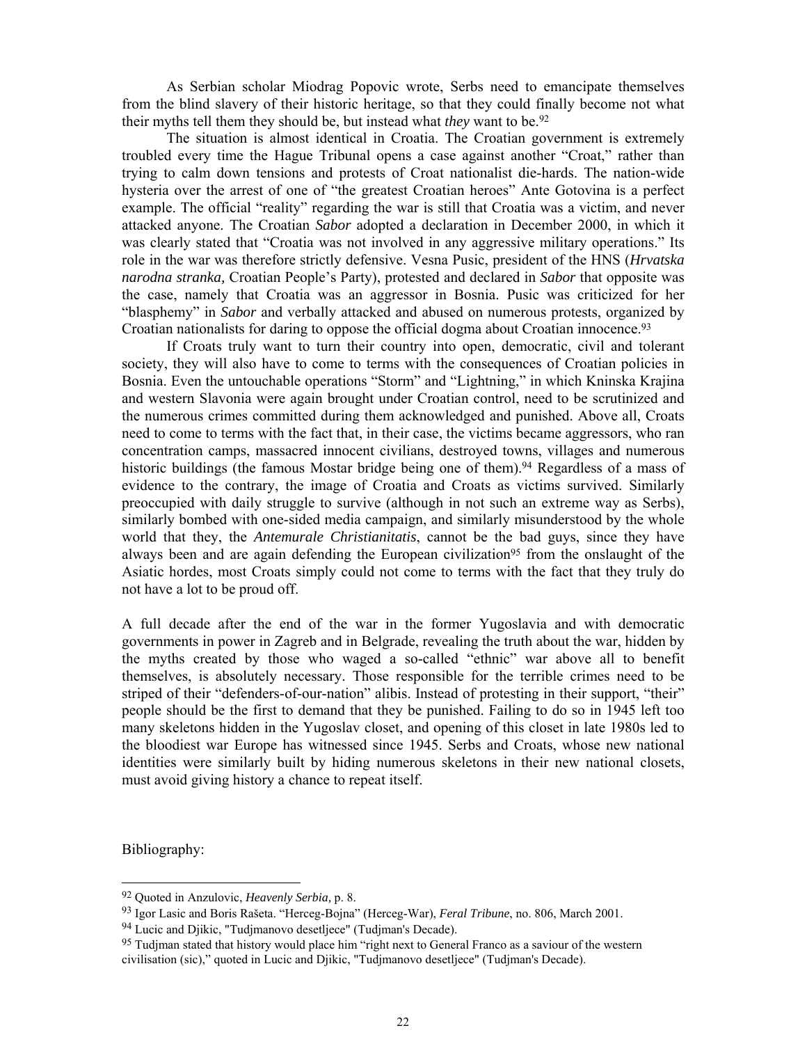As Serbian scholar Miodrag Popovic wrote, Serbs need to emancipate themselves from the blind slavery of their historic heritage, so that they could finally become not what their myths tell them they should be, but instead what *they* want to be.[92]

The situation is almost identical in Croatia. The Croatian government is extremely troubled every time the Hague Tribunal opens a case against another "Croat," rather than trying to calm down tensions and protests of Croat nationalist die-hards. The nation-wide hysteria over the arrest of one of "the greatest Croatian heroes" Ante Gotovina is a perfect example. The official "reality" regarding the war is still that Croatia was a victim, and never attacked anyone. The Croatian *Sabor* adopted a declaration in December 2000, in which it was clearly stated that "Croatia was not involved in any aggressive military operations." Its role in the war was therefore strictly defensive. Vesna Pusic, president of the HNS (*Hrvatska narodna stranka,* Croatian People's Party), protested and declared in *Sabor* that opposite was the case, namely that Croatia was an aggressor in Bosnia. Pusic was criticized for her "blasphemy" in *Sabor* and verbally attacked and abused on numerous protests, organized by Croatian nationalists for daring to oppose the official dogma about Croatian innocence.[93]

If Croats truly want to turn their country into open, democratic, civil and tolerant society, they will also have to come to terms with the consequences of Croatian policies in Bosnia. Even the untouchable operations "Storm" and "Lightning," in which Kninska Krajina and western Slavonia were again brought under Croatian control, need to be scrutinized and the numerous crimes committed during them acknowledged and punished. Above all, Croats need to come to terms with the fact that, in their case, the victims became aggressors, who ran concentration camps, massacred innocent civilians, destroyed towns, villages and numerous historic buildings (the famous Mostar bridge being one of them).[94] Regardless of a mass of evidence to the contrary, the image of Croatia and Croats as victims survived. Similarly preoccupied with daily struggle to survive (although in not such an extreme way as Serbs), similarly bombed with one-sided media campaign, and similarly misunderstood by the whole world that they, the *Antemurale Christianitatis*, cannot be the bad guys, since they have always been and are again defending the European civilization[95] from the onslaught of the Asiatic hordes, most Croats simply could not come to terms with the fact that they truly do not have a lot to be proud off.

A full decade after the end of the war in the former Yugoslavia and with democratic governments in power in Zagreb and in Belgrade, revealing the truth about the war, hidden by the myths created by those who waged a so-called "ethnic" war above all to benefit themselves, is absolutely necessary. Those responsible for the terrible crimes need to be striped of their "defenders-of-our-nation" alibis. Instead of protesting in their support, "their" people should be the first to demand that they be punished. Failing to do so in 1945 left too many skeletons hidden in the Yugoslav closet, and opening of this closet in late 1980s led to the bloodiest war Europe has witnessed since 1945. Serbs and Croats, whose new national identities were similarly built by hiding numerous skeletons in their new national closets, must avoid giving history a chance to repeat itself.

Bibliography:

---

[92] Quoted in Anzulovic, *Heavenly Serbia,* p. 8.

[93] Igor Lasic and Boris Rašeta. "Herceg-Bojna" (Herceg-War), *Feral Tribune*, no. 806, March 2001.

[94] Lucic and Djikic, "Tudjmanovo desetljece" (Tudjman's Decade).

[95] Tudjman stated that history would place him "right next to General Franco as a saviour of the western civilisation (sic)," quoted in Lucic and Djikic, "Tudjmanovo desetljece" (Tudjman's Decade).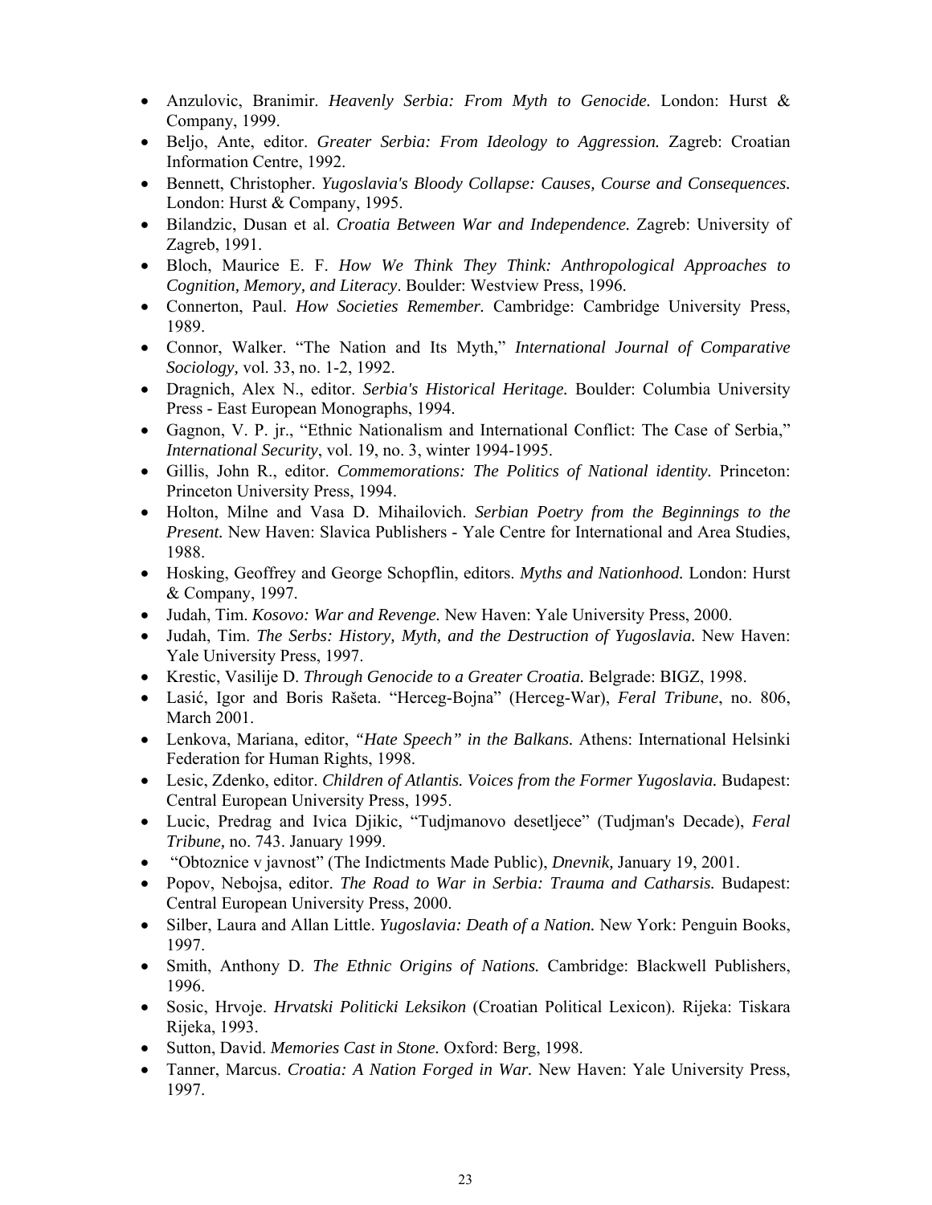- Anzulovic, Branimir. *Heavenly Serbia: From Myth to Genocide.* London: Hurst & Company, 1999.
- Beljo, Ante, editor. *Greater Serbia: From Ideology to Aggression.* Zagreb: Croatian Information Centre, 1992.
- Bennett, Christopher. *Yugoslavia's Bloody Collapse: Causes, Course and Consequences.* London: Hurst & Company, 1995.
- Bilandzic, Dusan et al. *Croatia Between War and Independence.* Zagreb: University of Zagreb, 1991.
- Bloch, Maurice E. F. *How We Think They Think: Anthropological Approaches to Cognition, Memory, and Literacy*. Boulder: Westview Press, 1996.
- Connerton, Paul. *How Societies Remember.* Cambridge: Cambridge University Press, 1989.
- Connor, Walker. "The Nation and Its Myth," *International Journal of Comparative Sociology,* vol. 33, no. 1-2, 1992.
- Dragnich, Alex N., editor. *Serbia's Historical Heritage.* Boulder: Columbia University Press - East European Monographs, 1994.
- Gagnon, V. P. jr., "Ethnic Nationalism and International Conflict: The Case of Serbia," *International Security*, vol. 19, no. 3, winter 1994-1995.
- Gillis, John R., editor. *Commemorations: The Politics of National identity.* Princeton: Princeton University Press, 1994.
- Holton, Milne and Vasa D. Mihailovich. *Serbian Poetry from the Beginnings to the Present.* New Haven: Slavica Publishers - Yale Centre for International and Area Studies, 1988.
- Hosking, Geoffrey and George Schopflin, editors. *Myths and Nationhood.* London: Hurst & Company, 1997.
- Judah, Tim. *Kosovo: War and Revenge.* New Haven: Yale University Press, 2000.
- Judah, Tim. *The Serbs: History, Myth, and the Destruction of Yugoslavia.* New Haven: Yale University Press, 1997.
- Krestic, Vasilije D. *Through Genocide to a Greater Croatia.* Belgrade: BIGZ, 1998.
- Lasić, Igor and Boris Rašeta. "Herceg-Bojna" (Herceg-War), *Feral Tribune*, no. 806, March 2001.
- Lenkova, Mariana, editor, *"Hate Speech" in the Balkans.* Athens: International Helsinki Federation for Human Rights, 1998.
- Lesic, Zdenko, editor. *Children of Atlantis. Voices from the Former Yugoslavia.* Budapest: Central European University Press, 1995.
- Lucic, Predrag and Ivica Djikic, "Tudjmanovo desetljece" (Tudjman's Decade), *Feral Tribune,* no. 743. January 1999.
- "Obtoznice v javnost" (The Indictments Made Public), *Dnevnik,* January 19, 2001.
- Popov, Nebojsa, editor. *The Road to War in Serbia: Trauma and Catharsis.* Budapest: Central European University Press, 2000.
- Silber, Laura and Allan Little. *Yugoslavia: Death of a Nation.* New York: Penguin Books, 1997.
- Smith, Anthony D. *The Ethnic Origins of Nations.* Cambridge: Blackwell Publishers, 1996.
- Sosic, Hrvoje. *Hrvatski Politicki Leksikon* (Croatian Political Lexicon). Rijeka: Tiskara Rijeka, 1993.
- Sutton, David. *Memories Cast in Stone.* Oxford: Berg, 1998.
- Tanner, Marcus. *Croatia: A Nation Forged in War.* New Haven: Yale University Press, 1997.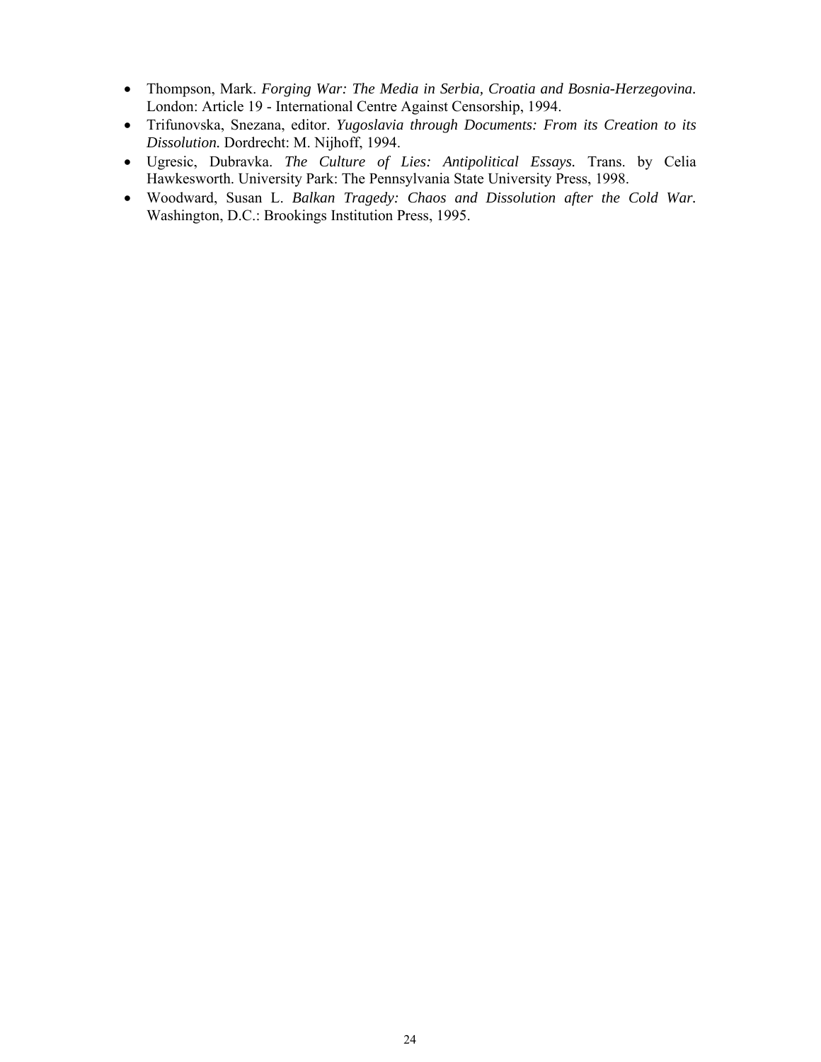- Thompson, Mark. *Forging War: The Media in Serbia, Croatia and Bosnia-Herzegovina.* London: Article 19 - International Centre Against Censorship, 1994.
- Trifunovska, Snezana, editor. *Yugoslavia through Documents: From its Creation to its Dissolution.* Dordrecht: M. Nijhoff, 1994.
- Ugresic, Dubravka. *The Culture of Lies: Antipolitical Essays.* Trans. by Celia Hawkesworth. University Park: The Pennsylvania State University Press, 1998.
- Woodward, Susan L. *Balkan Tragedy: Chaos and Dissolution after the Cold War.* Washington, D.C.: Brookings Institution Press, 1995.